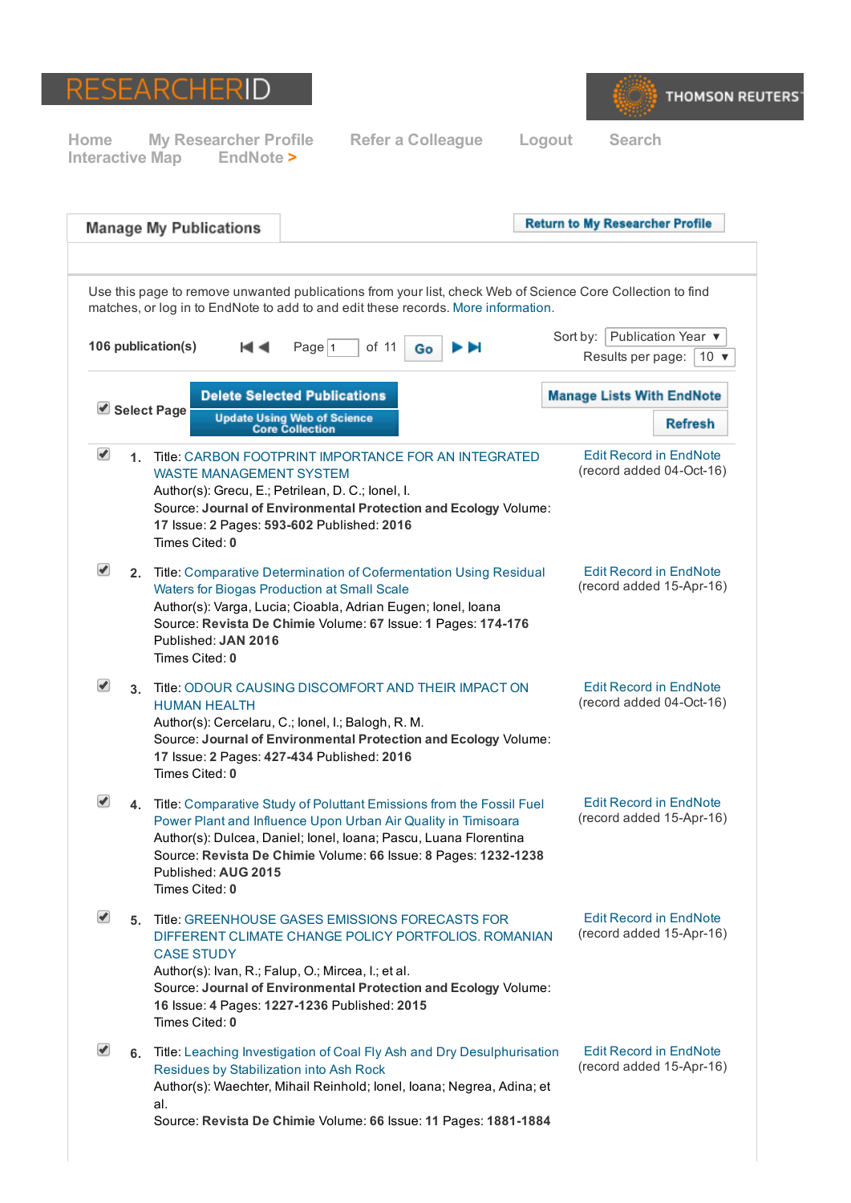# RESEARCHERID

THOMSON REUTERS

Home My Researcher Profile Refer a Colleague Logout Search
Interactive Map EndNote >

## Manage My Publications

Return to My Researcher Profile

Use this page to remove unwanted publications from your list, check Web of Science Core Collection to find matches, or log in to EndNote to add to and edit these records. More information.

**106 publication(s)** Page 1 of 11 Go

Sort by: Publication Year
Results per page: 10

Select Page | Delete Selected Publications | Update Using Web of Science Core Collection | Manage Lists With EndNote | Refresh

1. Title: CARBON FOOTPRINT IMPORTANCE FOR AN INTEGRATED WASTE MANAGEMENT SYSTEM
   Author(s): Grecu, E.; Petrilean, D. C.; Ionel, I.
   Source: **Journal of Environmental Protection and Ecology** Volume: **17** Issue: **2** Pages: **593-602** Published: **2016**
   Times Cited: **0**
   Edit Record in EndNote (record added 04-Oct-16)

2. Title: Comparative Determination of Cofermentation Using Residual Waters for Biogas Production at Small Scale
   Author(s): Varga, Lucia; Cioabla, Adrian Eugen; Ionel, Ioana
   Source: **Revista De Chimie** Volume: **67** Issue: **1** Pages: **174-176** Published: **JAN 2016**
   Times Cited: **0**
   Edit Record in EndNote (record added 15-Apr-16)

3. Title: ODOUR CAUSING DISCOMFORT AND THEIR IMPACT ON HUMAN HEALTH
   Author(s): Cercelaru, C.; Ionel, I.; Balogh, R. M.
   Source: **Journal of Environmental Protection and Ecology** Volume: **17** Issue: **2** Pages: **427-434** Published: **2016**
   Times Cited: **0**
   Edit Record in EndNote (record added 04-Oct-16)

4. Title: Comparative Study of Poluttant Emissions from the Fossil Fuel Power Plant and Influence Upon Urban Air Quality in Timisoara
   Author(s): Dulcea, Daniel; Ionel, Ioana; Pascu, Luana Florentina
   Source: **Revista De Chimie** Volume: **66** Issue: **8** Pages: **1232-1238** Published: **AUG 2015**
   Times Cited: **0**
   Edit Record in EndNote (record added 15-Apr-16)

5. Title: GREENHOUSE GASES EMISSIONS FORECASTS FOR DIFFERENT CLIMATE CHANGE POLICY PORTFOLIOS. ROMANIAN CASE STUDY
   Author(s): Ivan, R.; Falup, O.; Mircea, I.; et al.
   Source: **Journal of Environmental Protection and Ecology** Volume: **16** Issue: **4** Pages: **1227-1236** Published: **2015**
   Times Cited: **0**
   Edit Record in EndNote (record added 15-Apr-16)

6. Title: Leaching Investigation of Coal Fly Ash and Dry Desulphurisation Residues by Stabilization into Ash Rock
   Author(s): Waechter, Mihail Reinhold; Ionel, Ioana; Negrea, Adina; et al.
   Source: **Revista De Chimie** Volume: **66** Issue: **11** Pages: **1881-1884**
   Edit Record in EndNote (record added 15-Apr-16)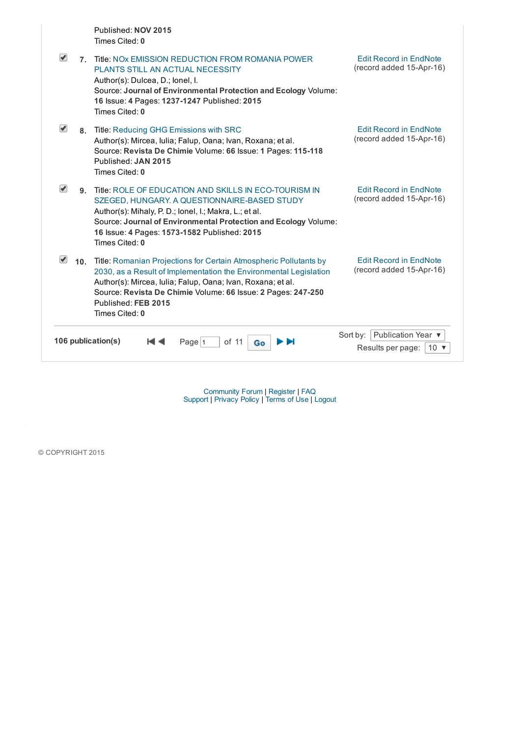Published: **NOV 2015**
Times Cited: **0**

7. Title: NOx EMISSION REDUCTION FROM ROMANIA POWER PLANTS STILL AN ACTUAL NECESSITY
Author(s): Dulcea, D.; Ionel, I.
Source: **Journal of Environmental Protection and Ecology** Volume: **16** Issue: **4** Pages: **1237-1247** Published: **2015**
Times Cited: **0**
Edit Record in EndNote (record added 15-Apr-16)

8. Title: Reducing GHG Emissions with SRC
Author(s): Mircea, Iulia; Falup, Oana; Ivan, Roxana; et al.
Source: **Revista De Chimie** Volume: **66** Issue: **1** Pages: **115-118**
Published: **JAN 2015**
Times Cited: **0**
Edit Record in EndNote (record added 15-Apr-16)

9. Title: ROLE OF EDUCATION AND SKILLS IN ECO-TOURISM IN SZEGED, HUNGARY. A QUESTIONNAIRE-BASED STUDY
Author(s): Mihaly, P. D.; Ionel, I.; Makra, L.; et al.
Source: **Journal of Environmental Protection and Ecology** Volume: **16** Issue: **4** Pages: **1573-1582** Published: **2015**
Times Cited: **0**
Edit Record in EndNote (record added 15-Apr-16)

10. Title: Romanian Projections for Certain Atmospheric Pollutants by 2030, as a Result of Implementation the Environmental Legislation
Author(s): Mircea, Iulia; Falup, Oana; Ivan, Roxana; et al.
Source: **Revista De Chimie** Volume: **66** Issue: **2** Pages: **247-250**
Published: **FEB 2015**
Times Cited: **0**
Edit Record in EndNote (record added 15-Apr-16)

**106 publication(s)** Page 1 of 11 Go

Sort by: Publication Year
Results per page: 10

Community Forum | Register | FAQ
Support | Privacy Policy | Terms of Use | Logout

© COPYRIGHT 2015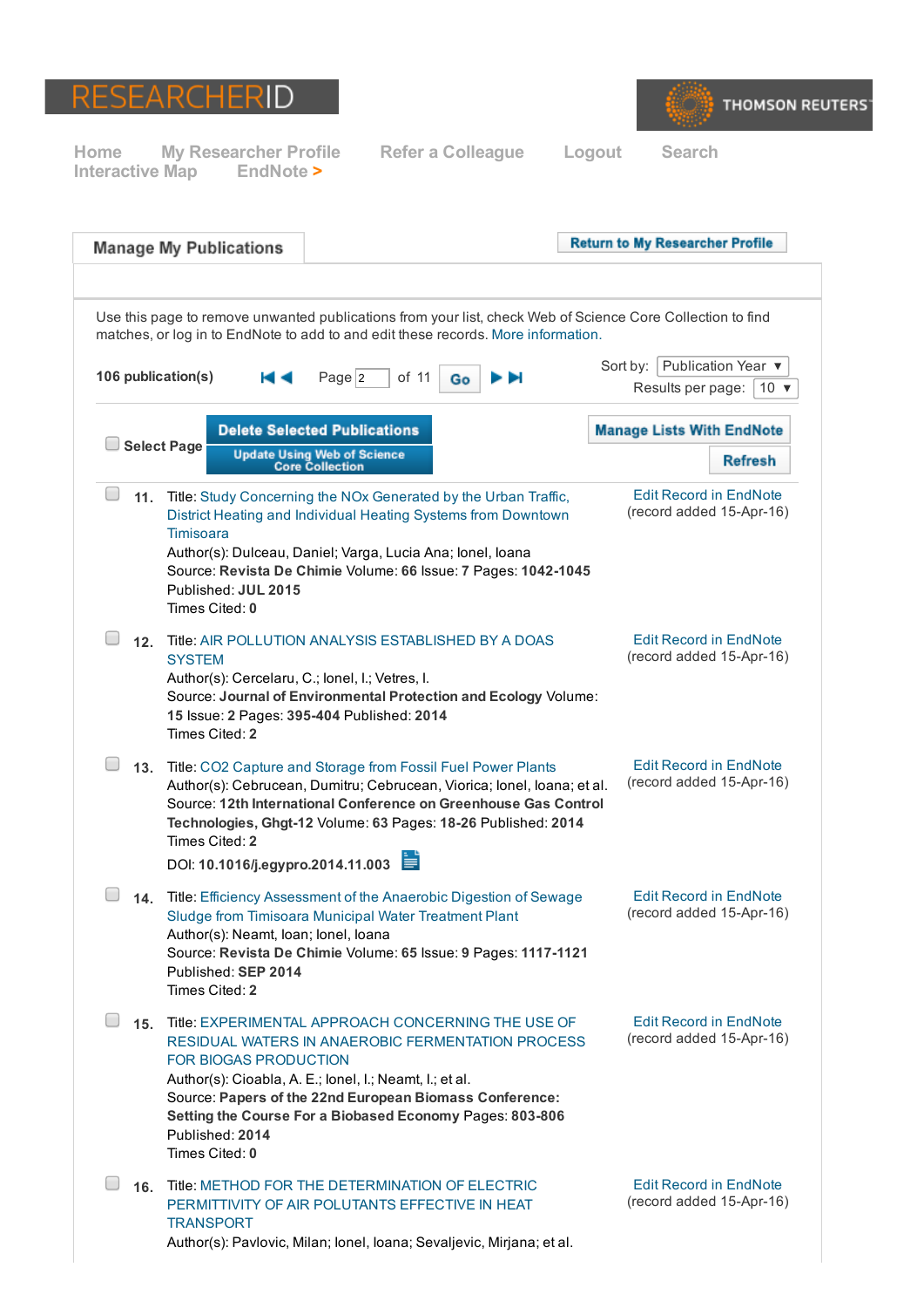RESEARCHERID

THOMSON REUTERS

Home My Researcher Profile Refer a Colleague Logout Search Interactive Map EndNote >

## Manage My Publications

Return to My Researcher Profile

Use this page to remove unwanted publications from your list, check Web of Science Core Collection to find matches, or log in to EndNote to add to and edit these records. More information.

**106 publication(s)** Page 2 of 11 Go

Sort by: Publication Year

Results per page: 10

Select Page | Delete Selected Publications | Update Using Web of Science Core Collection | Manage Lists With EndNote | Refresh

**11.** Title: Study Concerning the $NO_x$ Generated by the Urban Traffic, District Heating and Individual Heating Systems from Downtown Timisoara
Author(s): Dulceau, Daniel; Varga, Lucia Ana; Ionel, Ioana
Source: **Revista De Chimie** Volume: **66** Issue: **7** Pages: **1042-1045**
Published: **JUL 2015**
Times Cited: **0**

Edit Record in EndNote (record added 15-Apr-16)

**12.** Title: AIR POLLUTION ANALYSIS ESTABLISHED BY A DOAS SYSTEM
Author(s): Cercelaru, C.; Ionel, I.; Vetres, I.
Source: **Journal of Environmental Protection and Ecology** Volume: **15** Issue: **2** Pages: **395-404** Published: **2014**
Times Cited: **2**

Edit Record in EndNote (record added 15-Apr-16)

**13.** Title: $CO_2$ Capture and Storage from Fossil Fuel Power Plants
Author(s): Cebrucean, Dumitru; Cebrucean, Viorica; Ionel, Ioana; et al.
Source: **12th International Conference on Greenhouse Gas Control Technologies, Ghgt-12** Volume: **63** Pages: **18-26** Published: **2014**
Times Cited: **2**
DOI: **10.1016/j.egypro.2014.11.003**

Edit Record in EndNote (record added 15-Apr-16)

**14.** Title: Efficiency Assessment of the Anaerobic Digestion of Sewage Sludge from Timisoara Municipal Water Treatment Plant
Author(s): Neamt, Ioan; Ionel, Ioana
Source: **Revista De Chimie** Volume: **65** Issue: **9** Pages: **1117-1121**
Published: **SEP 2014**
Times Cited: **2**

Edit Record in EndNote (record added 15-Apr-16)

**15.** Title: EXPERIMENTAL APPROACH CONCERNING THE USE OF RESIDUAL WATERS IN ANAEROBIC FERMENTATION PROCESS FOR BIOGAS PRODUCTION
Author(s): Cioabla, A. E.; Ionel, I.; Neamt, I.; et al.
Source: **Papers of the 22nd European Biomass Conference: Setting the Course For a Biobased Economy** Pages: **803-806**
Published: **2014**
Times Cited: **0**

Edit Record in EndNote (record added 15-Apr-16)

**16.** Title: METHOD FOR THE DETERMINATION OF ELECTRIC PERMITTIVITY OF AIR POLUTANTS EFFECTIVE IN HEAT TRANSPORT
Author(s): Pavlovic, Milan; Ionel, Ioana; Sevaljevic, Mirjana; et al.

Edit Record in EndNote (record added 15-Apr-16)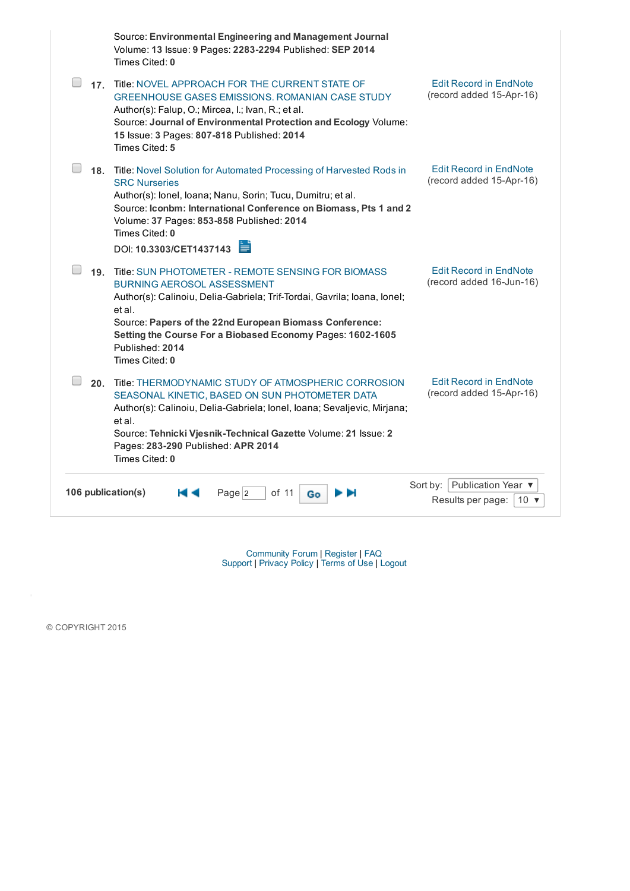Source: **Environmental Engineering and Management Journal**
Volume: **13** Issue: **9** Pages: **2283-2294** Published: **SEP 2014**
Times Cited: **0**

**17.** Title: NOVEL APPROACH FOR THE CURRENT STATE OF GREENHOUSE GASES EMISSIONS. ROMANIAN CASE STUDY
Author(s): Falup, O.; Mircea, I.; Ivan, R.; et al.
Source: **Journal of Environmental Protection and Ecology** Volume: **15** Issue: **3** Pages: **807-818** Published: **2014**
Times Cited: **5**

Edit Record in EndNote
(record added 15-Apr-16)

**18.** Title: Novel Solution for Automated Processing of Harvested Rods in SRC Nurseries
Author(s): Ionel, Ioana; Nanu, Sorin; Tucu, Dumitru; et al.
Source: **Iconbm: International Conference on Biomass, Pts 1 and 2** Volume: **37** Pages: **853-858** Published: **2014**
Times Cited: **0**
DOI: **10.3303/CET1437143**

Edit Record in EndNote
(record added 15-Apr-16)

**19.** Title: SUN PHOTOMETER - REMOTE SENSING FOR BIOMASS BURNING AEROSOL ASSESSMENT
Author(s): Calinoiu, Delia-Gabriela; Trif-Tordai, Gavrila; Ioana, Ionel; et al.
Source: **Papers of the 22nd European Biomass Conference: Setting the Course For a Biobased Economy** Pages: **1602-1605**
Published: **2014**
Times Cited: **0**

Edit Record in EndNote
(record added 16-Jun-16)

**20.** Title: THERMODYNAMIC STUDY OF ATMOSPHERIC CORROSION SEASONAL KINETIC, BASED ON SUN PHOTOMETER DATA
Author(s): Calinoiu, Delia-Gabriela; Ionel, Ioana; Sevaljevic, Mirjana; et al.
Source: **Tehnicki Vjesnik-Technical Gazette** Volume: **21** Issue: **2**
Pages: **283-290** Published: **APR 2014**
Times Cited: **0**

Edit Record in EndNote
(record added 15-Apr-16)

**106 publication(s)** Page 2 of 11 Go

Sort by: Publication Year
Results per page: 10

Community Forum | Register | FAQ
Support | Privacy Policy | Terms of Use | Logout

© COPYRIGHT 2015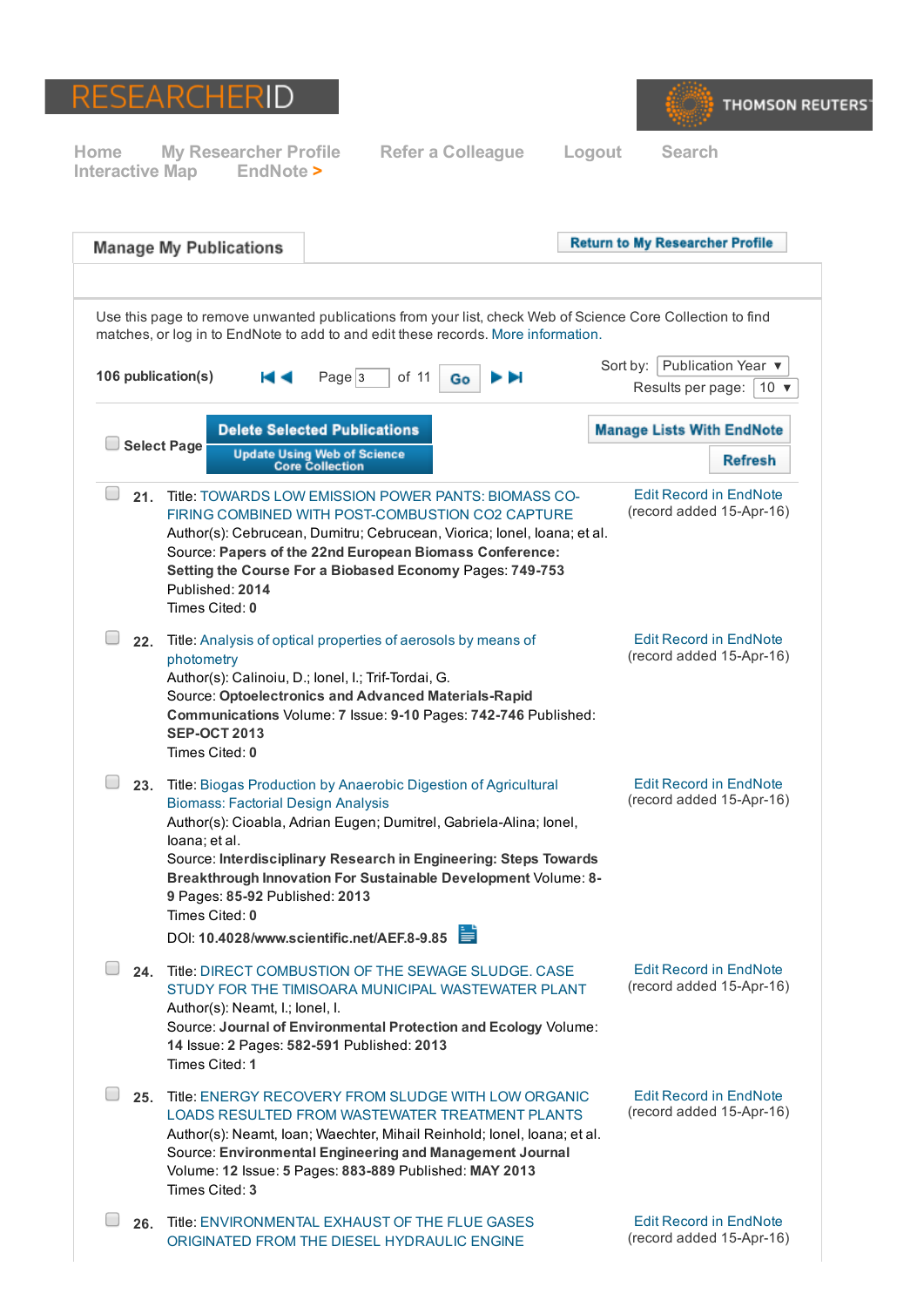RESEARCHERID THOMSON REUTERS

Home My Researcher Profile Refer a Colleague Logout Search
Interactive Map EndNote >

## Manage My Publications

Return to My Researcher Profile

Use this page to remove unwanted publications from your list, check Web of Science Core Collection to find matches, or log in to EndNote to add to and edit these records. More information.

106 publication(s) Page 3 of 11 Go

Sort by: Publication Year
Results per page: 10

Select Page Delete Selected Publications Update Using Web of Science Core Collection Manage Lists With EndNote Refresh

21. Title: TOWARDS LOW EMISSION POWER PANTS: BIOMASS CO-FIRING COMBINED WITH POST-COMBUSTION CO2 CAPTURE
Author(s): Cebrucean, Dumitru; Cebrucean, Viorica; Ionel, Ioana; et al.
Source: **Papers of the 22nd European Biomass Conference: Setting the Course For a Biobased Economy** Pages: **749-753**
Published: **2014**
Times Cited: **0**
Edit Record in EndNote (record added 15-Apr-16)

22. Title: Analysis of optical properties of aerosols by means of photometry
Author(s): Calinoiu, D.; Ionel, I.; Trif-Tordai, G.
Source: **Optoelectronics and Advanced Materials-Rapid Communications** Volume: **7** Issue: **9-10** Pages: **742-746** Published: **SEP-OCT 2013**
Times Cited: **0**
Edit Record in EndNote (record added 15-Apr-16)

23. Title: Biogas Production by Anaerobic Digestion of Agricultural Biomass: Factorial Design Analysis
Author(s): Cioabla, Adrian Eugen; Dumitrel, Gabriela-Alina; Ionel, Ioana; et al.
Source: **Interdisciplinary Research in Engineering: Steps Towards Breakthrough Innovation For Sustainable Development** Volume: **8-9** Pages: **85-92** Published: **2013**
Times Cited: **0**
DOI: **10.4028/www.scientific.net/AEF.8-9.85**
Edit Record in EndNote (record added 15-Apr-16)

24. Title: DIRECT COMBUSTION OF THE SEWAGE SLUDGE. CASE STUDY FOR THE TIMISOARA MUNICIPAL WASTEWATER PLANT
Author(s): Neamt, I.; Ionel, I.
Source: **Journal of Environmental Protection and Ecology** Volume: **14** Issue: **2** Pages: **582-591** Published: **2013**
Times Cited: **1**
Edit Record in EndNote (record added 15-Apr-16)

25. Title: ENERGY RECOVERY FROM SLUDGE WITH LOW ORGANIC LOADS RESULTED FROM WASTEWATER TREATMENT PLANTS
Author(s): Neamt, Ioan; Waechter, Mihail Reinhold; Ionel, Ioana; et al.
Source: **Environmental Engineering and Management Journal** Volume: **12** Issue: **5** Pages: **883-889** Published: **MAY 2013**
Times Cited: **3**
Edit Record in EndNote (record added 15-Apr-16)

26. Title: ENVIRONMENTAL EXHAUST OF THE FLUE GASES ORIGINATED FROM THE DIESEL HYDRAULIC ENGINE
Edit Record in EndNote (record added 15-Apr-16)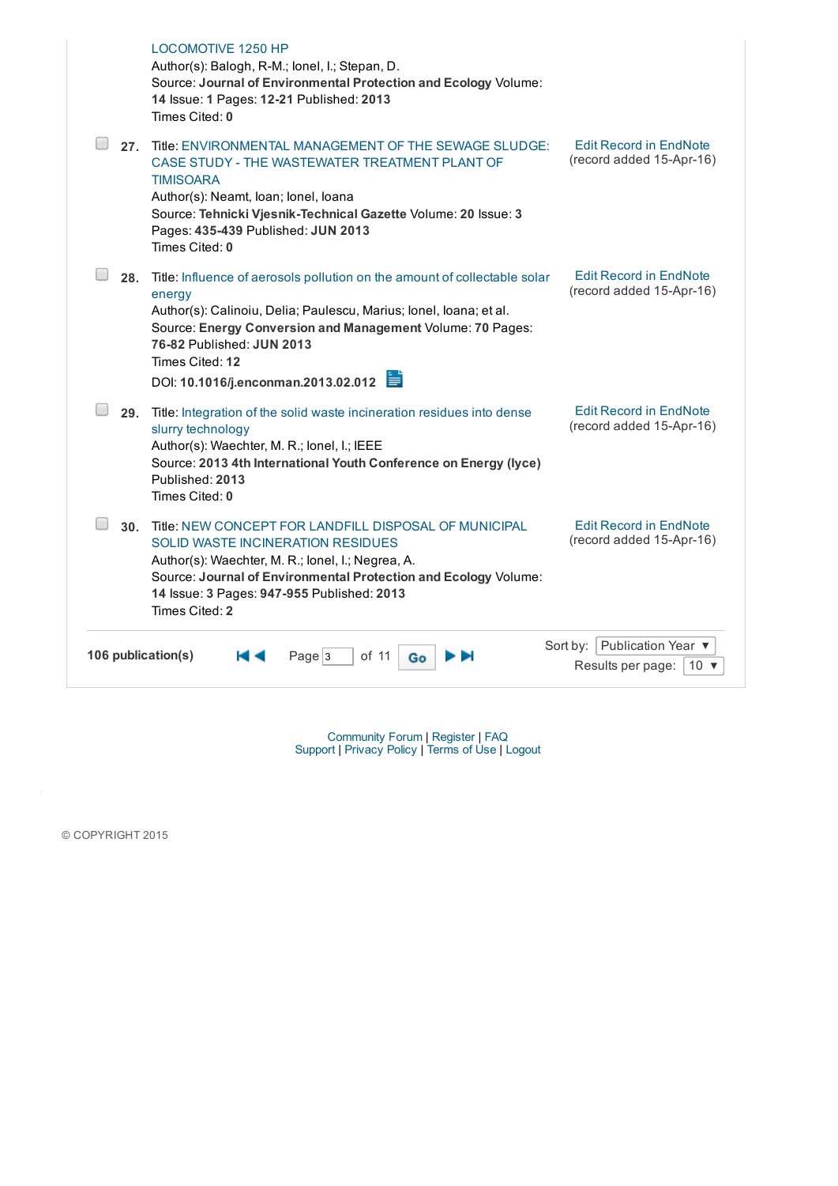LOCOMOTIVE 1250 HP
Author(s): Balogh, R-M.; Ionel, I.; Stepan, D.
Source: **Journal of Environmental Protection and Ecology** Volume: **14** Issue: **1** Pages: **12-21** Published: **2013**
Times Cited: **0**

**27.** Title: ENVIRONMENTAL MANAGEMENT OF THE SEWAGE SLUDGE: CASE STUDY - THE WASTEWATER TREATMENT PLANT OF TIMISOARA
Author(s): Neamt, Ioan; Ionel, Ioana
Source: **Tehnicki Vjesnik-Technical Gazette** Volume: **20** Issue: **3** Pages: **435-439** Published: **JUN 2013**
Times Cited: **0**

Edit Record in EndNote
(record added 15-Apr-16)

**28.** Title: Influence of aerosols pollution on the amount of collectable solar energy
Author(s): Calinoiu, Delia; Paulescu, Marius; Ionel, Ioana; et al.
Source: **Energy Conversion and Management** Volume: **70** Pages: **76-82** Published: **JUN 2013**
Times Cited: **12**
DOI: **10.1016/j.enconman.2013.02.012**

Edit Record in EndNote
(record added 15-Apr-16)

**29.** Title: Integration of the solid waste incineration residues into dense slurry technology
Author(s): Waechter, M. R.; Ionel, I.; IEEE
Source: **2013 4th International Youth Conference on Energy (Iyce)** Published: **2013**
Times Cited: **0**

Edit Record in EndNote
(record added 15-Apr-16)

**30.** Title: NEW CONCEPT FOR LANDFILL DISPOSAL OF MUNICIPAL SOLID WASTE INCINERATION RESIDUES
Author(s): Waechter, M. R.; Ionel, I.; Negrea, A.
Source: **Journal of Environmental Protection and Ecology** Volume: **14** Issue: **3** Pages: **947-955** Published: **2013**
Times Cited: **2**

Edit Record in EndNote
(record added 15-Apr-16)

**106 publication(s)** Page 3 of 11 Go

Sort by: Publication Year
Results per page: 10

Community Forum | Register | FAQ
Support | Privacy Policy | Terms of Use | Logout

© COPYRIGHT 2015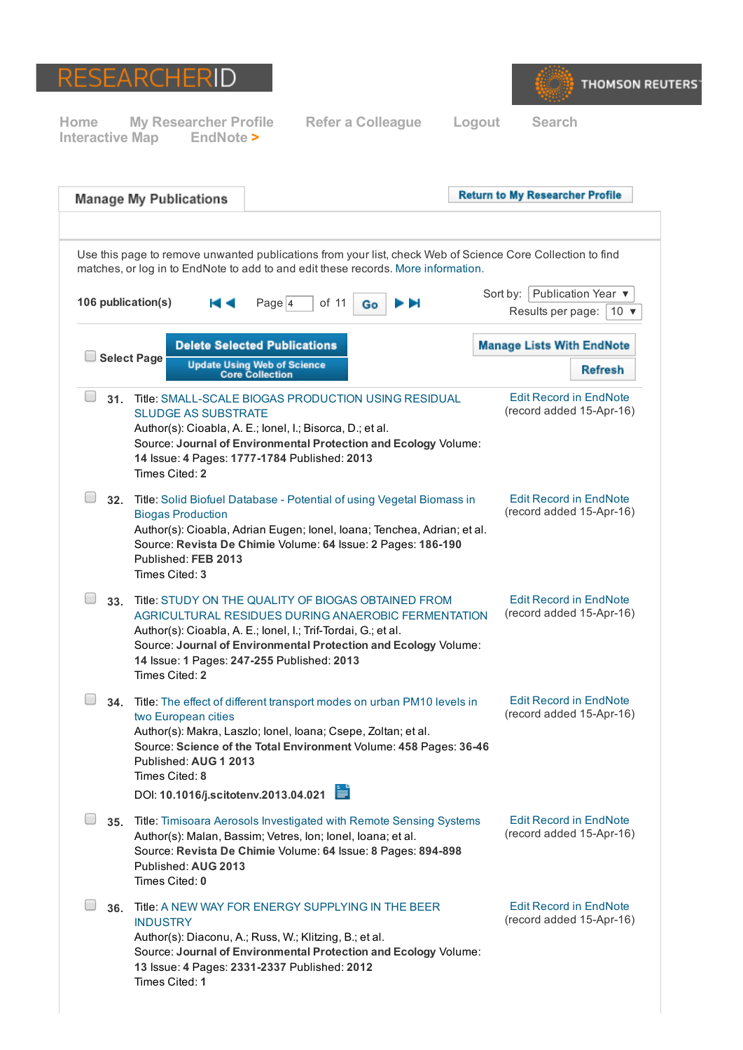RESEARCHERID

THOMSON REUTERS

Home My Researcher Profile Refer a Colleague Logout Search
Interactive Map EndNote >

## Manage My Publications

Return to My Researcher Profile

Use this page to remove unwanted publications from your list, check Web of Science Core Collection to find matches, or log in to EndNote to add to and edit these records. More information.

**106 publication(s)** Page 4 of 11 Go

Sort by: Publication Year
Results per page: 10

Select Page | Delete Selected Publications | Update Using Web of Science Core Collection | Manage Lists With EndNote | Refresh

**31.** Title: SMALL-SCALE BIOGAS PRODUCTION USING RESIDUAL SLUDGE AS SUBSTRATE
Author(s): Cioabla, A. E.; Ionel, I.; Bisorca, D.; et al.
Source: **Journal of Environmental Protection and Ecology** Volume: **14** Issue: **4** Pages: **1777-1784** Published: **2013**
Times Cited: **2**

Edit Record in EndNote
(record added 15-Apr-16)

**32.** Title: Solid Biofuel Database - Potential of using Vegetal Biomass in Biogas Production
Author(s): Cioabla, Adrian Eugen; Ionel, Ioana; Tenchea, Adrian; et al.
Source: **Revista De Chimie** Volume: **64** Issue: **2** Pages: **186-190**
Published: **FEB 2013**
Times Cited: **3**

Edit Record in EndNote
(record added 15-Apr-16)

**33.** Title: STUDY ON THE QUALITY OF BIOGAS OBTAINED FROM AGRICULTURAL RESIDUES DURING ANAEROBIC FERMENTATION
Author(s): Cioabla, A. E.; Ionel, I.; Trif-Tordai, G.; et al.
Source: **Journal of Environmental Protection and Ecology** Volume: **14** Issue: **1** Pages: **247-255** Published: **2013**
Times Cited: **2**

Edit Record in EndNote
(record added 15-Apr-16)

**34.** Title: The effect of different transport modes on urban PM10 levels in two European cities
Author(s): Makra, Laszlo; Ionel, Ioana; Csepe, Zoltan; et al.
Source: **Science of the Total Environment** Volume: **458** Pages: **36-46**
Published: **AUG 1 2013**
Times Cited: **8**
DOI: **10.1016/j.scitotenv.2013.04.021**

Edit Record in EndNote
(record added 15-Apr-16)

**35.** Title: Timisoara Aerosols Investigated with Remote Sensing Systems
Author(s): Malan, Bassim; Vetres, Ion; Ionel, Ioana; et al.
Source: **Revista De Chimie** Volume: **64** Issue: **8** Pages: **894-898**
Published: **AUG 2013**
Times Cited: **0**

Edit Record in EndNote
(record added 15-Apr-16)

**36.** Title: A NEW WAY FOR ENERGY SUPPLYING IN THE BEER INDUSTRY
Author(s): Diaconu, A.; Russ, W.; Klitzing, B.; et al.
Source: **Journal of Environmental Protection and Ecology** Volume: **13** Issue: **4** Pages: **2331-2337** Published: **2012**
Times Cited: **1**

Edit Record in EndNote
(record added 15-Apr-16)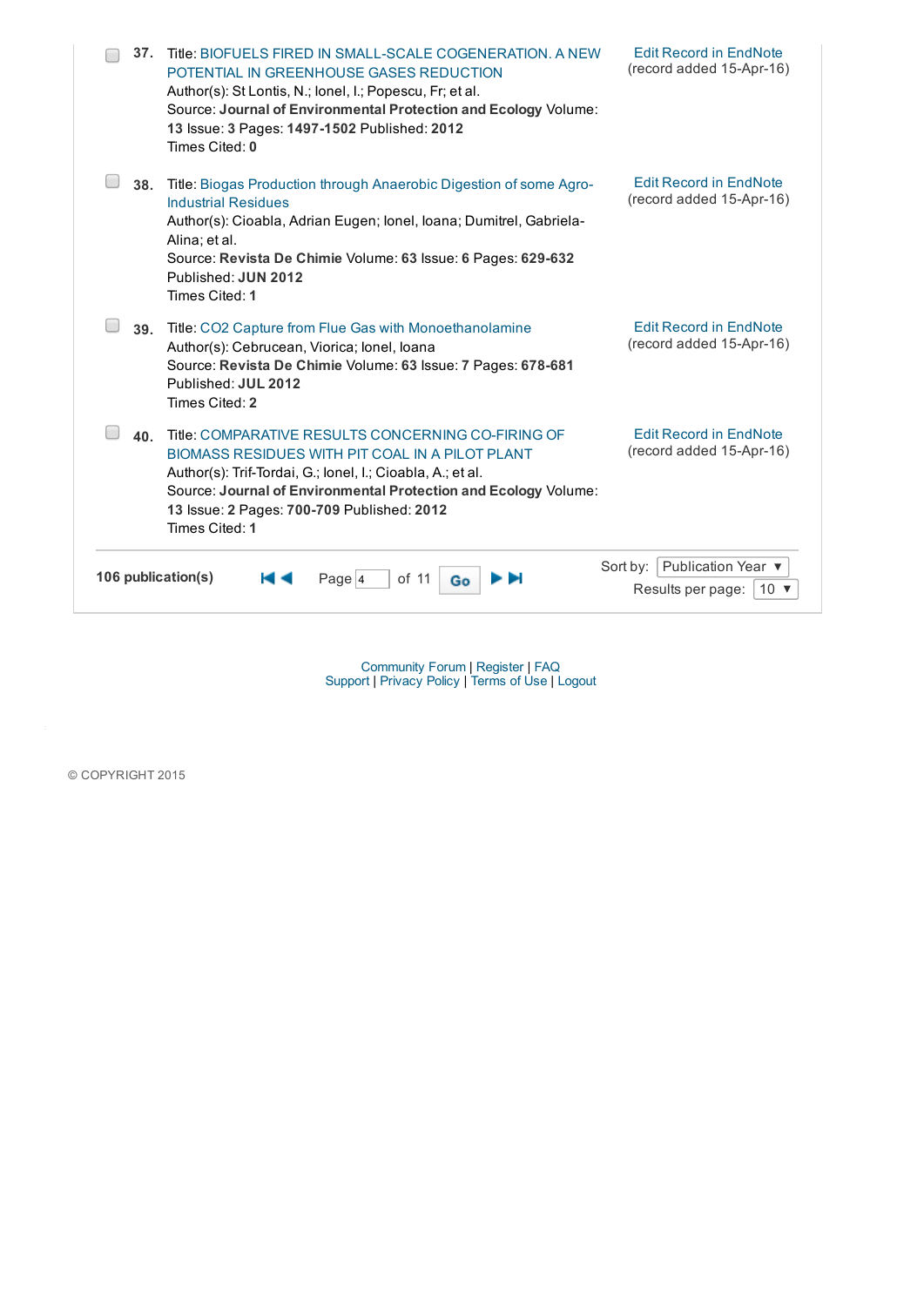37. Title: BIOFUELS FIRED IN SMALL-SCALE COGENERATION. A NEW POTENTIAL IN GREENHOUSE GASES REDUCTION
Author(s): St Lontis, N.; Ionel, I.; Popescu, Fr; et al.
Source: **Journal of Environmental Protection and Ecology** Volume: **13** Issue: **3** Pages: **1497-1502** Published: **2012**
Times Cited: **0**

Edit Record in EndNote (record added 15-Apr-16)

38. Title: Biogas Production through Anaerobic Digestion of some Agro-Industrial Residues
Author(s): Cioabla, Adrian Eugen; Ionel, Ioana; Dumitrel, Gabriela-Alina; et al.
Source: **Revista De Chimie** Volume: **63** Issue: **6** Pages: **629-632**
Published: **JUN 2012**
Times Cited: **1**

Edit Record in EndNote (record added 15-Apr-16)

39. Title: CO2 Capture from Flue Gas with Monoethanolamine
Author(s): Cebrucean, Viorica; Ionel, Ioana
Source: **Revista De Chimie** Volume: **63** Issue: **7** Pages: **678-681**
Published: **JUL 2012**
Times Cited: **2**

Edit Record in EndNote (record added 15-Apr-16)

40. Title: COMPARATIVE RESULTS CONCERNING CO-FIRING OF BIOMASS RESIDUES WITH PIT COAL IN A PILOT PLANT
Author(s): Trif-Tordai, G.; Ionel, I.; Cioabla, A.; et al.
Source: **Journal of Environmental Protection and Ecology** Volume: **13** Issue: **2** Pages: **700-709** Published: **2012**
Times Cited: **1**

Edit Record in EndNote (record added 15-Apr-16)

**106 publication(s)** Page 4 of 11 Go

Sort by: Publication Year
Results per page: 10

Community Forum | Register | FAQ
Support | Privacy Policy | Terms of Use | Logout

© COPYRIGHT 2015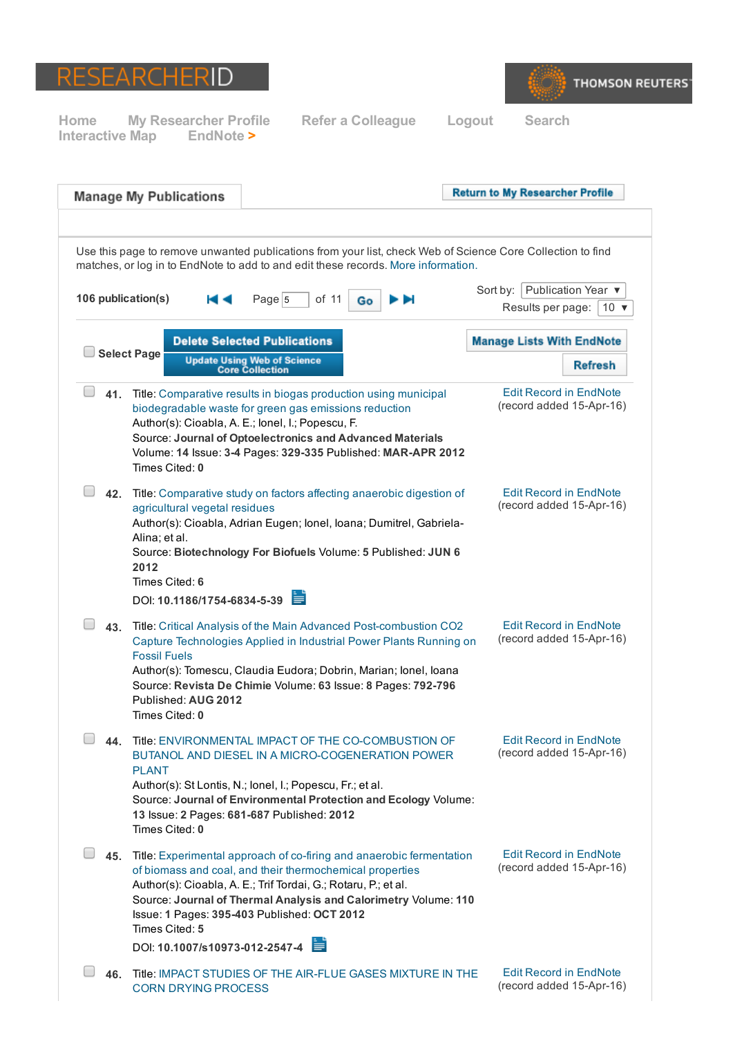RESEARCHERID

THOMSON REUTERS

Home My Researcher Profile Refer a Colleague Logout Search Interactive Map EndNote >

## Manage My Publications

Return to My Researcher Profile

Use this page to remove unwanted publications from your list, check Web of Science Core Collection to find matches, or log in to EndNote to add to and edit these records. More information.

106 publication(s) Page 5 of 11 Go

Sort by: Publication Year
Results per page: 10

Select Page | Delete Selected Publications | Update Using Web of Science Core Collection | Manage Lists With EndNote | Refresh

**41.** Title: Comparative results in biogas production using municipal biodegradable waste for green gas emissions reduction
Author(s): Cioabla, A. E.; Ionel, I.; Popescu, F.
Source: **Journal of Optoelectronics and Advanced Materials**
Volume: **14** Issue: **3-4** Pages: **329-335** Published: **MAR-APR 2012**
Times Cited: **0**
Edit Record in EndNote (record added 15-Apr-16)

**42.** Title: Comparative study on factors affecting anaerobic digestion of agricultural vegetal residues
Author(s): Cioabla, Adrian Eugen; Ionel, Ioana; Dumitrel, Gabriela-Alina; et al.
Source: **Biotechnology For Biofuels** Volume: **5** Published: **JUN 6 2012**
Times Cited: **6**
DOI: **10.1186/1754-6834-5-39**
Edit Record in EndNote (record added 15-Apr-16)

**43.** Title: Critical Analysis of the Main Advanced Post-combustion CO2 Capture Technologies Applied in Industrial Power Plants Running on Fossil Fuels
Author(s): Tomescu, Claudia Eudora; Dobrin, Marian; Ionel, Ioana
Source: **Revista De Chimie** Volume: **63** Issue: **8** Pages: **792-796**
Published: **AUG 2012**
Times Cited: **0**
Edit Record in EndNote (record added 15-Apr-16)

**44.** Title: ENVIRONMENTAL IMPACT OF THE CO-COMBUSTION OF BUTANOL AND DIESEL IN A MICRO-COGENERATION POWER PLANT
Author(s): St Lontis, N.; Ionel, I.; Popescu, Fr.; et al.
Source: **Journal of Environmental Protection and Ecology** Volume: **13** Issue: **2** Pages: **681-687** Published: **2012**
Times Cited: **0**
Edit Record in EndNote (record added 15-Apr-16)

**45.** Title: Experimental approach of co-firing and anaerobic fermentation of biomass and coal, and their thermochemical properties
Author(s): Cioabla, A. E.; Trif Tordai, G.; Rotaru, P.; et al.
Source: **Journal of Thermal Analysis and Calorimetry** Volume: **110** Issue: **1** Pages: **395-403** Published: **OCT 2012**
Times Cited: **5**
DOI: **10.1007/s10973-012-2547-4**
Edit Record in EndNote (record added 15-Apr-16)

**46.** Title: IMPACT STUDIES OF THE AIR-FLUE GASES MIXTURE IN THE CORN DRYING PROCESS
Edit Record in EndNote (record added 15-Apr-16)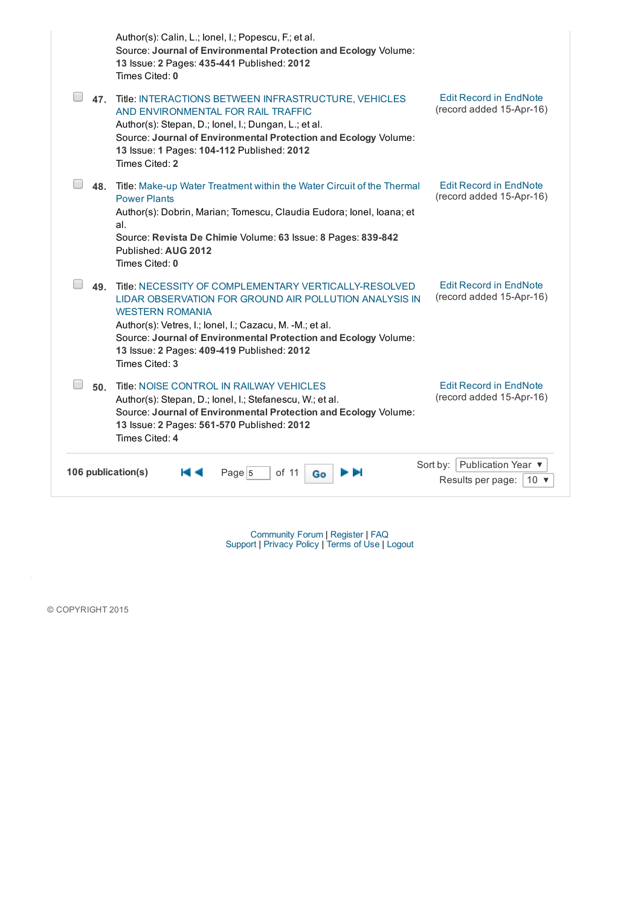Author(s): Calin, L.; Ionel, I.; Popescu, F.; et al.
Source: **Journal of Environmental Protection and Ecology** Volume: **13** Issue: **2** Pages: **435-441** Published: **2012**
Times Cited: **0**

**47.** Title: INTERACTIONS BETWEEN INFRASTRUCTURE, VEHICLES AND ENVIRONMENTAL FOR RAIL TRAFFIC
Author(s): Stepan, D.; Ionel, I.; Dungan, L.; et al.
Source: **Journal of Environmental Protection and Ecology** Volume: **13** Issue: **1** Pages: **104-112** Published: **2012**
Times Cited: **2**

Edit Record in EndNote
(record added 15-Apr-16)

**48.** Title: Make-up Water Treatment within the Water Circuit of the Thermal Power Plants
Author(s): Dobrin, Marian; Tomescu, Claudia Eudora; Ionel, Ioana; et al.
Source: **Revista De Chimie** Volume: **63** Issue: **8** Pages: **839-842**
Published: **AUG 2012**
Times Cited: **0**

Edit Record in EndNote
(record added 15-Apr-16)

**49.** Title: NECESSITY OF COMPLEMENTARY VERTICALLY-RESOLVED LIDAR OBSERVATION FOR GROUND AIR POLLUTION ANALYSIS IN WESTERN ROMANIA
Author(s): Vetres, I.; Ionel, I.; Cazacu, M. -M.; et al.
Source: **Journal of Environmental Protection and Ecology** Volume: **13** Issue: **2** Pages: **409-419** Published: **2012**
Times Cited: **3**

Edit Record in EndNote
(record added 15-Apr-16)

**50.** Title: NOISE CONTROL IN RAILWAY VEHICLES
Author(s): Stepan, D.; Ionel, I.; Stefanescu, W.; et al.
Source: **Journal of Environmental Protection and Ecology** Volume: **13** Issue: **2** Pages: **561-570** Published: **2012**
Times Cited: **4**

Edit Record in EndNote
(record added 15-Apr-16)

**106 publication(s)** Page 5 of 11 Go

Sort by: Publication Year
Results per page: 10

Community Forum | Register | FAQ
Support | Privacy Policy | Terms of Use | Logout

© COPYRIGHT 2015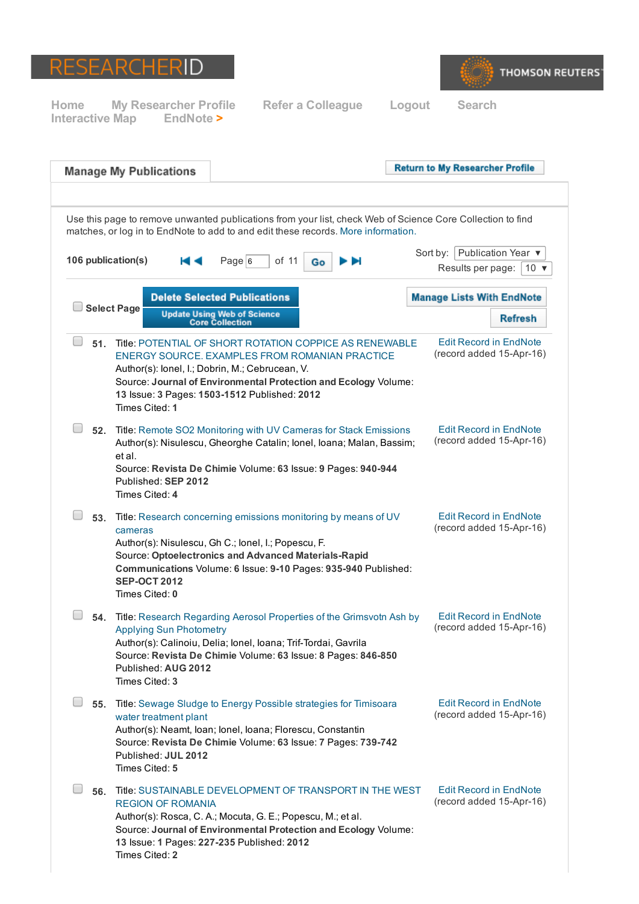RESEARCHERID

THOMSON REUTERS

Home My Researcher Profile Refer a Colleague Logout Search Interactive Map EndNote >

## Manage My Publications

Return to My Researcher Profile

Use this page to remove unwanted publications from your list, check Web of Science Core Collection to find matches, or log in to EndNote to add to and edit these records. More information.

**106 publication(s)** Page 6 of 11 Go

Sort by: Publication Year
Results per page: 10

Select Page | Delete Selected Publications | Update Using Web of Science Core Collection | Manage Lists With EndNote | Refresh

**51.** Title: POTENTIAL OF SHORT ROTATION COPPICE AS RENEWABLE ENERGY SOURCE. EXAMPLES FROM ROMANIAN PRACTICE
Author(s): Ionel, I.; Dobrin, M.; Cebrucean, V.
Source: **Journal of Environmental Protection and Ecology** Volume: **13** Issue: **3** Pages: **1503-1512** Published: **2012**
Times Cited: **1**
Edit Record in EndNote (record added 15-Apr-16)

**52.** Title: Remote SO2 Monitoring with UV Cameras for Stack Emissions
Author(s): Nisulescu, Gheorghe Catalin; Ionel, Ioana; Malan, Bassim; et al.
Source: **Revista De Chimie** Volume: **63** Issue: **9** Pages: **940-944** Published: **SEP 2012**
Times Cited: **4**
Edit Record in EndNote (record added 15-Apr-16)

**53.** Title: Research concerning emissions monitoring by means of UV cameras
Author(s): Nisulescu, Gh C.; Ionel, I.; Popescu, F.
Source: **Optoelectronics and Advanced Materials-Rapid Communications** Volume: **6** Issue: **9-10** Pages: **935-940** Published: **SEP-OCT 2012**
Times Cited: **0**
Edit Record in EndNote (record added 15-Apr-16)

**54.** Title: Research Regarding Aerosol Properties of the Grimsvotn Ash by Applying Sun Photometry
Author(s): Calinoiu, Delia; Ionel, Ioana; Trif-Tordai, Gavrila
Source: **Revista De Chimie** Volume: **63** Issue: **8** Pages: **846-850** Published: **AUG 2012**
Times Cited: **3**
Edit Record in EndNote (record added 15-Apr-16)

**55.** Title: Sewage Sludge to Energy Possible strategies for Timisoara water treatment plant
Author(s): Neamt, Ioan; Ionel, Ioana; Florescu, Constantin
Source: **Revista De Chimie** Volume: **63** Issue: **7** Pages: **739-742** Published: **JUL 2012**
Times Cited: **5**
Edit Record in EndNote (record added 15-Apr-16)

**56.** Title: SUSTAINABLE DEVELOPMENT OF TRANSPORT IN THE WEST REGION OF ROMANIA
Author(s): Rosca, C. A.; Mocuta, G. E.; Popescu, M.; et al.
Source: **Journal of Environmental Protection and Ecology** Volume: **13** Issue: **1** Pages: **227-235** Published: **2012**
Times Cited: **2**
Edit Record in EndNote (record added 15-Apr-16)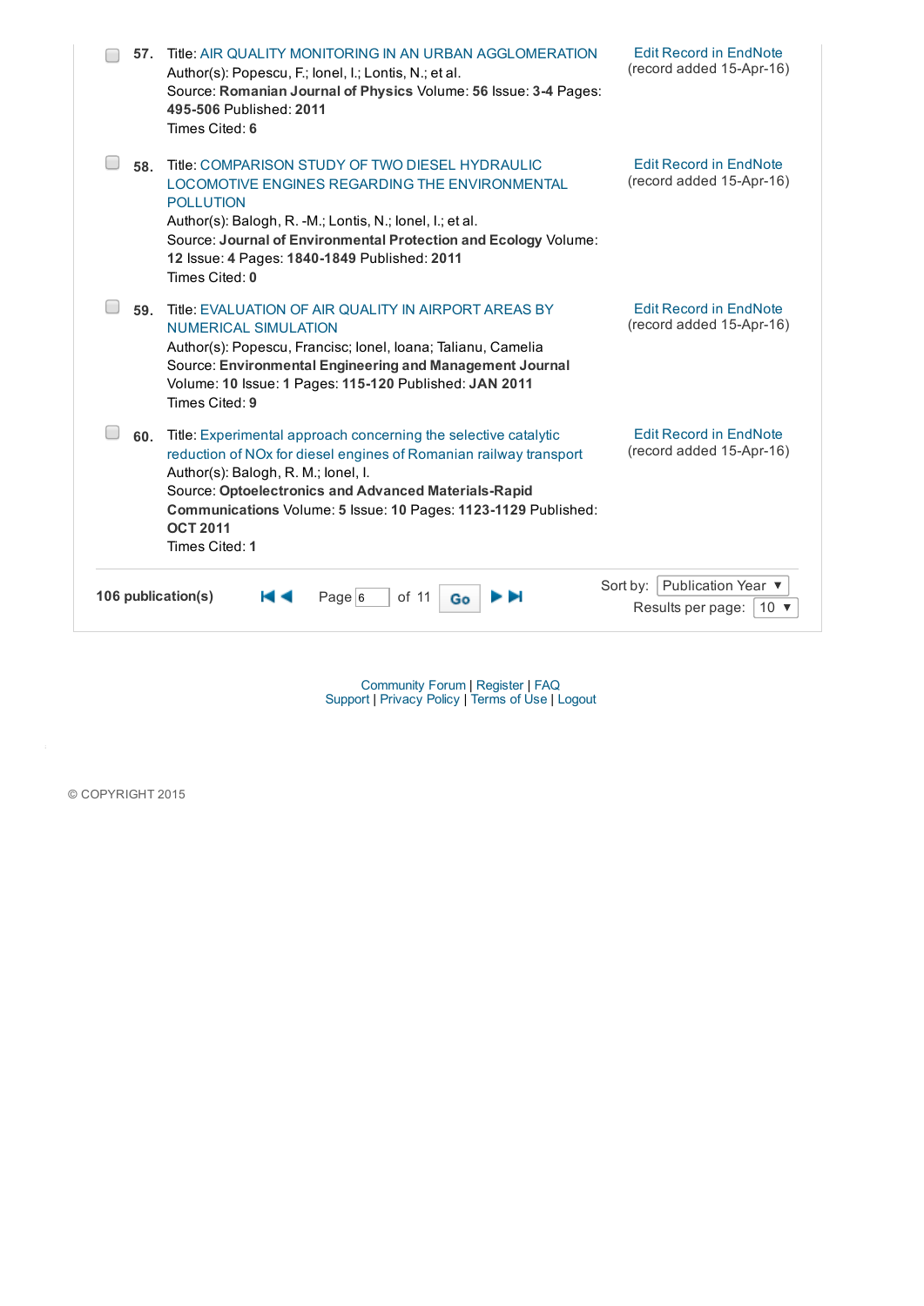57. Title: AIR QUALITY MONITORING IN AN URBAN AGGLOMERATION
Author(s): Popescu, F.; Ionel, I.; Lontis, N.; et al.
Source: **Romanian Journal of Physics** Volume: **56** Issue: **3-4** Pages: **495-506** Published: **2011**
Times Cited: **6**

Edit Record in EndNote
(record added 15-Apr-16)

58. Title: COMPARISON STUDY OF TWO DIESEL HYDRAULIC LOCOMOTIVE ENGINES REGARDING THE ENVIRONMENTAL POLLUTION
Author(s): Balogh, R. -M.; Lontis, N.; Ionel, I.; et al.
Source: **Journal of Environmental Protection and Ecology** Volume: **12** Issue: **4** Pages: **1840-1849** Published: **2011**
Times Cited: **0**

Edit Record in EndNote
(record added 15-Apr-16)

59. Title: EVALUATION OF AIR QUALITY IN AIRPORT AREAS BY NUMERICAL SIMULATION
Author(s): Popescu, Francisc; Ionel, Ioana; Talianu, Camelia
Source: **Environmental Engineering and Management Journal** Volume: **10** Issue: **1** Pages: **115-120** Published: **JAN 2011**
Times Cited: **9**

Edit Record in EndNote
(record added 15-Apr-16)

60. Title: Experimental approach concerning the selective catalytic reduction of NOx for diesel engines of Romanian railway transport
Author(s): Balogh, R. M.; Ionel, I.
Source: **Optoelectronics and Advanced Materials-Rapid Communications** Volume: **5** Issue: **10** Pages: **1123-1129** Published: **OCT 2011**
Times Cited: **1**

Edit Record in EndNote
(record added 15-Apr-16)

**106 publication(s)** Page 6 of 11 Go

Sort by: Publication Year
Results per page: 10

Community Forum | Register | FAQ
Support | Privacy Policy | Terms of Use | Logout

© COPYRIGHT 2015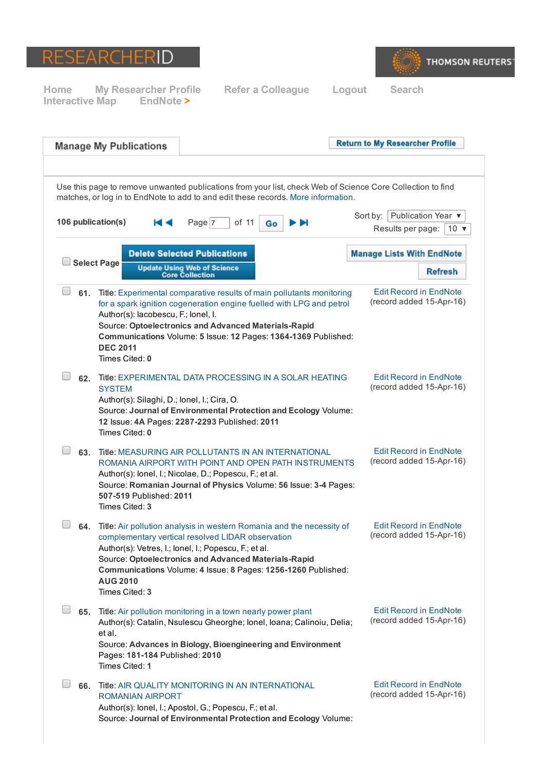RESEARCHERID

THOMSON REUTERS

Home   My Researcher Profile   Refer a Colleague   Logout   Search
Interactive Map   EndNote >

## Manage My Publications

Return to My Researcher Profile

Use this page to remove unwanted publications from your list, check Web of Science Core Collection to find matches, or log in to EndNote to add to and edit these records. More information.

**106 publication(s)**   Page 7 of 11 Go

Sort by: Publication Year
Results per page: 10

Select Page   **Delete Selected Publications**   **Update Using Web of Science Core Collection**   **Manage Lists With EndNote**   **Refresh**

**61.** Title: Experimental comparative results of main pollutants monitoring for a spark ignition cogeneration engine fuelled with LPG and petrol
Author(s): Iacobescu, F.; Ionel, I.
Source: **Optoelectronics and Advanced Materials-Rapid Communications** Volume: **5** Issue: **12** Pages: **1364-1369** Published: **DEC 2011**
Times Cited: **0**
Edit Record in EndNote (record added 15-Apr-16)

**62.** Title: EXPERIMENTAL DATA PROCESSING IN A SOLAR HEATING SYSTEM
Author(s): Silaghi, D.; Ionel, I.; Cira, O.
Source: **Journal of Environmental Protection and Ecology** Volume: **12** Issue: **4A** Pages: **2287-2293** Published: **2011**
Times Cited: **0**
Edit Record in EndNote (record added 15-Apr-16)

**63.** Title: MEASURING AIR POLLUTANTS IN AN INTERNATIONAL ROMANIA AIRPORT WITH POINT AND OPEN PATH INSTRUMENTS
Author(s): Ionel, I.; Nicolae, D.; Popescu, F.; et al.
Source: **Romanian Journal of Physics** Volume: **56** Issue: **3-4** Pages: **507-519** Published: **2011**
Times Cited: **3**
Edit Record in EndNote (record added 15-Apr-16)

**64.** Title: Air pollution analysis in western Romania and the necessity of complementary vertical resolved LIDAR observation
Author(s): Vetres, I.; Ionel, I.; Popescu, F.; et al.
Source: **Optoelectronics and Advanced Materials-Rapid Communications** Volume: **4** Issue: **8** Pages: **1256-1260** Published: **AUG 2010**
Times Cited: **3**
Edit Record in EndNote (record added 15-Apr-16)

**65.** Title: Air pollution monitoring in a town nearly power plant
Author(s): Catalin, Nsulescu Gheorghe; Ionel, Ioana; Calinoiu, Delia; et al.
Source: **Advances in Biology, Bioengineering and Environment** Pages: **181-184** Published: **2010**
Times Cited: **1**
Edit Record in EndNote (record added 15-Apr-16)

**66.** Title: AIR QUALITY MONITORING IN AN INTERNATIONAL ROMANIAN AIRPORT
Author(s): Ionel, I.; Apostol, G.; Popescu, F.; et al.
Source: **Journal of Environmental Protection and Ecology** Volume:
Edit Record in EndNote (record added 15-Apr-16)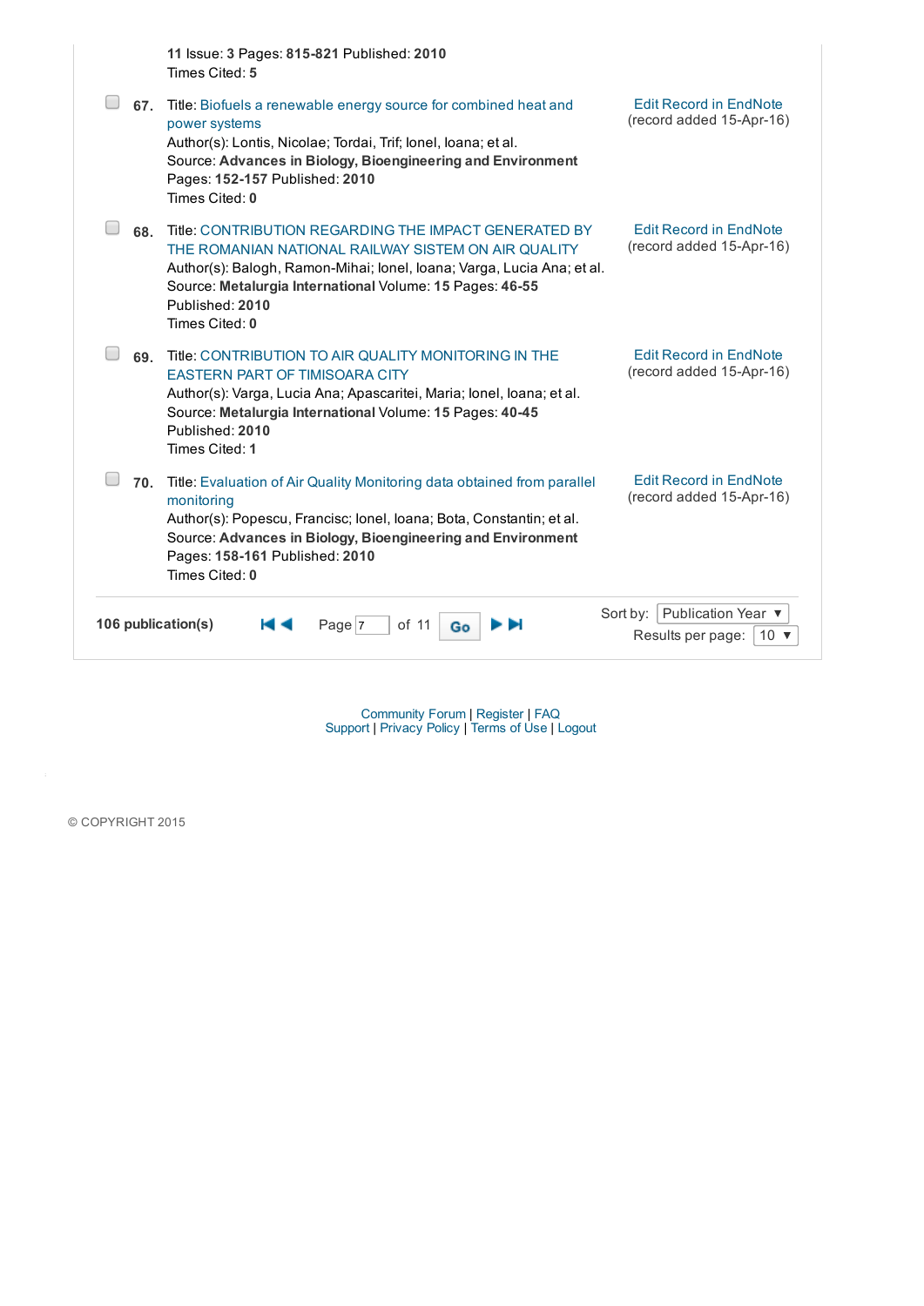11 Issue: **3** Pages: **815-821** Published: **2010**
Times Cited: **5**

**67.** Title: Biofuels a renewable energy source for combined heat and power systems
Author(s): Lontis, Nicolae; Tordai, Trif; Ionel, Ioana; et al.
Source: **Advances in Biology, Bioengineering and Environment**
Pages: **152-157** Published: **2010**
Times Cited: **0**

Edit Record in EndNote
(record added 15-Apr-16)

**68.** Title: CONTRIBUTION REGARDING THE IMPACT GENERATED BY THE ROMANIAN NATIONAL RAILWAY SISTEM ON AIR QUALITY
Author(s): Balogh, Ramon-Mihai; Ionel, Ioana; Varga, Lucia Ana; et al.
Source: **Metalurgia International** Volume: **15** Pages: **46-55**
Published: **2010**
Times Cited: **0**

Edit Record in EndNote
(record added 15-Apr-16)

**69.** Title: CONTRIBUTION TO AIR QUALITY MONITORING IN THE EASTERN PART OF TIMISOARA CITY
Author(s): Varga, Lucia Ana; Apascaritei, Maria; Ionel, Ioana; et al.
Source: **Metalurgia International** Volume: **15** Pages: **40-45**
Published: **2010**
Times Cited: **1**

Edit Record in EndNote
(record added 15-Apr-16)

**70.** Title: Evaluation of Air Quality Monitoring data obtained from parallel monitoring
Author(s): Popescu, Francisc; Ionel, Ioana; Bota, Constantin; et al.
Source: **Advances in Biology, Bioengineering and Environment**
Pages: **158-161** Published: **2010**
Times Cited: **0**

Edit Record in EndNote
(record added 15-Apr-16)

**106 publication(s)** Page 7 of 11 Go

Sort by: Publication Year
Results per page: 10

Community Forum | Register | FAQ
Support | Privacy Policy | Terms of Use | Logout

© COPYRIGHT 2015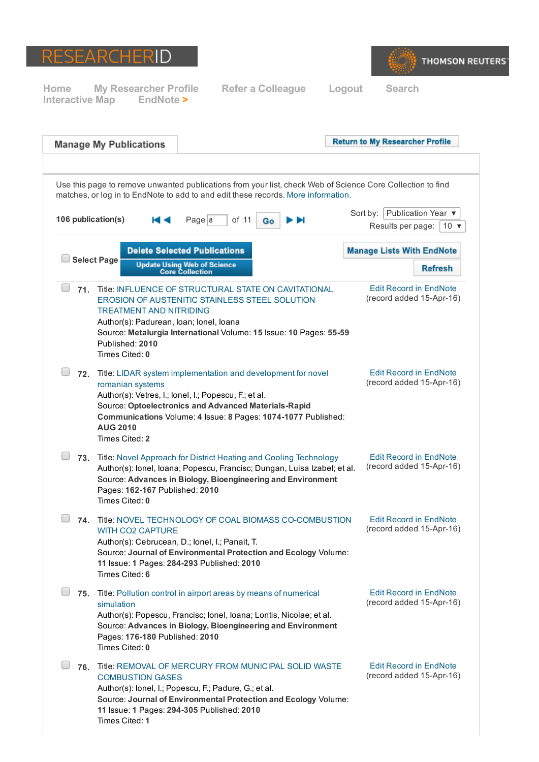RESEARCHERID

THOMSON REUTERS

Home My Researcher Profile Refer a Colleague Logout Search
Interactive Map EndNote >

## Manage My Publications

Return to My Researcher Profile

Use this page to remove unwanted publications from your list, check Web of Science Core Collection to find matches, or log in to EndNote to add to and edit these records. More information.

**106 publication(s)** Page 8 of 11 Go

Sort by: Publication Year
Results per page: 10

Select Page | Delete Selected Publications | Update Using Web of Science Core Collection | Manage Lists With EndNote | Refresh

**71.** Title: INFLUENCE OF STRUCTURAL STATE ON CAVITATIONAL EROSION OF AUSTENITIC STAINLESS STEEL SOLUTION TREATMENT AND NITRIDING
Author(s): Padurean, Ioan; Ionel, Ioana
Source: **Metalurgia International** Volume: **15** Issue: **10** Pages: **55-59**
Published: **2010**
Times Cited: **0**
Edit Record in EndNote (record added 15-Apr-16)

**72.** Title: LIDAR system implementation and development for novel romanian systems
Author(s): Vetres, I.; Ionel, I.; Popescu, F.; et al.
Source: **Optoelectronics and Advanced Materials-Rapid Communications** Volume: **4** Issue: **8** Pages: **1074-1077** Published: **AUG 2010**
Times Cited: **2**
Edit Record in EndNote (record added 15-Apr-16)

**73.** Title: Novel Approach for District Heating and Cooling Technology
Author(s): Ionel, Ioana; Popescu, Francisc; Dungan, Luisa Izabel; et al.
Source: **Advances in Biology, Bioengineering and Environment** Pages: **162-167** Published: **2010**
Times Cited: **0**
Edit Record in EndNote (record added 15-Apr-16)

**74.** Title: NOVEL TECHNOLOGY OF COAL BIOMASS CO-COMBUSTION WITH CO2 CAPTURE
Author(s): Cebrucean, D.; Ionel, I.; Panait, T.
Source: **Journal of Environmental Protection and Ecology** Volume: **11** Issue: **1** Pages: **284-293** Published: **2010**
Times Cited: **6**
Edit Record in EndNote (record added 15-Apr-16)

**75.** Title: Pollution control in airport areas by means of numerical simulation
Author(s): Popescu, Francisc; Ionel, Ioana; Lontis, Nicolae; et al.
Source: **Advances in Biology, Bioengineering and Environment** Pages: **176-180** Published: **2010**
Times Cited: **0**
Edit Record in EndNote (record added 15-Apr-16)

**76.** Title: REMOVAL OF MERCURY FROM MUNICIPAL SOLID WASTE COMBUSTION GASES
Author(s): Ionel, I.; Popescu, F.; Padure, G.; et al.
Source: **Journal of Environmental Protection and Ecology** Volume: **11** Issue: **1** Pages: **294-305** Published: **2010**
Times Cited: **1**
Edit Record in EndNote (record added 15-Apr-16)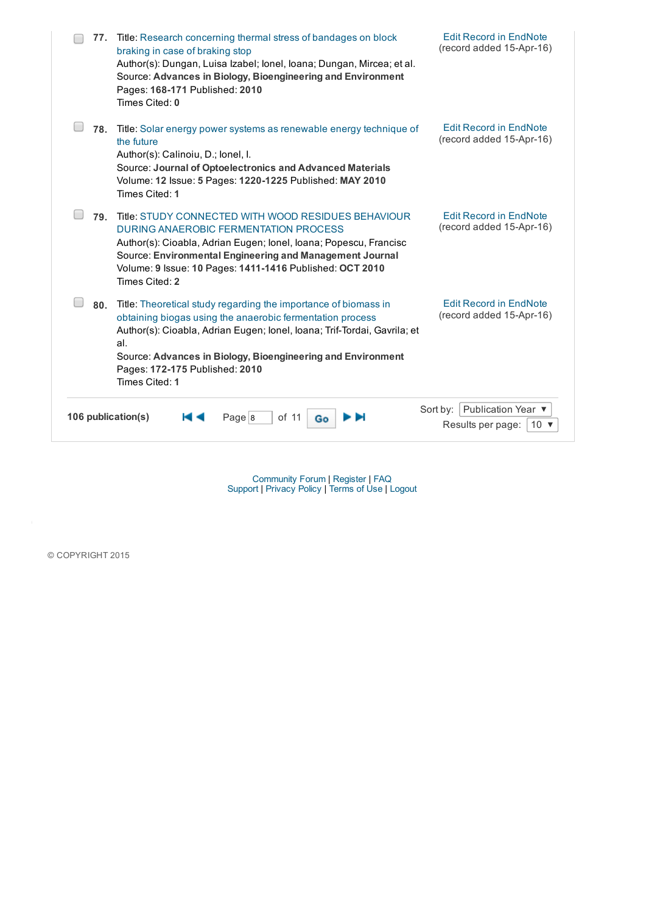77. Title: Research concerning thermal stress of bandages on block braking in case of braking stop
Author(s): Dungan, Luisa Izabel; Ionel, Ioana; Dungan, Mircea; et al.
Source: **Advances in Biology, Bioengineering and Environment**
Pages: **168-171** Published: **2010**
Times Cited: **0**

Edit Record in EndNote
(record added 15-Apr-16)

78. Title: Solar energy power systems as renewable energy technique of the future
Author(s): Calinoiu, D.; Ionel, I.
Source: **Journal of Optoelectronics and Advanced Materials**
Volume: **12** Issue: **5** Pages: **1220-1225** Published: **MAY 2010**
Times Cited: **1**

Edit Record in EndNote
(record added 15-Apr-16)

79. Title: STUDY CONNECTED WITH WOOD RESIDUES BEHAVIOUR DURING ANAEROBIC FERMENTATION PROCESS
Author(s): Cioabla, Adrian Eugen; Ionel, Ioana; Popescu, Francisc
Source: **Environmental Engineering and Management Journal**
Volume: **9** Issue: **10** Pages: **1411-1416** Published: **OCT 2010**
Times Cited: **2**

Edit Record in EndNote
(record added 15-Apr-16)

80. Title: Theoretical study regarding the importance of biomass in obtaining biogas using the anaerobic fermentation process
Author(s): Cioabla, Adrian Eugen; Ionel, Ioana; Trif-Tordai, Gavrila; et al.
Source: **Advances in Biology, Bioengineering and Environment**
Pages: **172-175** Published: **2010**
Times Cited: **1**

Edit Record in EndNote
(record added 15-Apr-16)

**106 publication(s)** Page 8 of 11 Go

Sort by: Publication Year
Results per page: 10

Community Forum | Register | FAQ
Support | Privacy Policy | Terms of Use | Logout

© COPYRIGHT 2015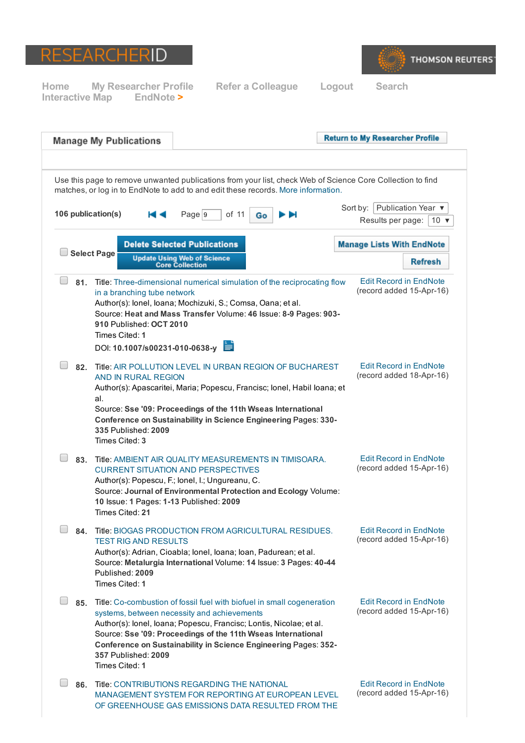RESEARCHERID

THOMSON REUTERS

Home My Researcher Profile Refer a Colleague Logout Search Interactive Map EndNote >

## Manage My Publications

Return to My Researcher Profile

Use this page to remove unwanted publications from your list, check Web of Science Core Collection to find matches, or log in to EndNote to add to and edit these records. More information.

**106 publication(s)** Page 9 of 11 Go

Sort by: Publication Year
Results per page: 10

Select Page | Delete Selected Publications | Update Using Web of Science Core Collection | Manage Lists With EndNote | Refresh

**81.** Title: Three-dimensional numerical simulation of the reciprocating flow in a branching tube network
Author(s): Ionel, Ioana; Mochizuki, S.; Comsa, Oana; et al.
Source: **Heat and Mass Transfer** Volume: **46** Issue: **8-9** Pages: **903-910** Published: **OCT 2010**
Times Cited: **1**
DOI: **10.1007/s00231-010-0638-y**
Edit Record in EndNote (record added 15-Apr-16)

**82.** Title: AIR POLLUTION LEVEL IN URBAN REGION OF BUCHAREST AND IN RURAL REGION
Author(s): Apascaritei, Maria; Popescu, Francisc; Ionel, Habil Ioana; et al.
Source: **Sse '09: Proceedings of the 11th Wseas International Conference on Sustainability in Science Engineering** Pages: **330-335** Published: **2009**
Times Cited: **3**
Edit Record in EndNote (record added 18-Apr-16)

**83.** Title: AMBIENT AIR QUALITY MEASUREMENTS IN TIMISOARA. CURRENT SITUATION AND PERSPECTIVES
Author(s): Popescu, F.; Ionel, I.; Ungureanu, C.
Source: **Journal of Environmental Protection and Ecology** Volume: **10** Issue: **1** Pages: **1-13** Published: **2009**
Times Cited: **21**
Edit Record in EndNote (record added 15-Apr-16)

**84.** Title: BIOGAS PRODUCTION FROM AGRICULTURAL RESIDUES. TEST RIG AND RESULTS
Author(s): Adrian, Cioabla; Ionel, Ioana; Ioan, Padurean; et al.
Source: **Metalurgia International** Volume: **14** Issue: **3** Pages: **40-44** Published: **2009**
Times Cited: **1**
Edit Record in EndNote (record added 15-Apr-16)

**85.** Title: Co-combustion of fossil fuel with biofuel in small cogeneration systems, between necessity and achievements
Author(s): Ionel, Ioana; Popescu, Francisc; Lontis, Nicolae; et al.
Source: **Sse '09: Proceedings of the 11th Wseas International Conference on Sustainability in Science Engineering** Pages: **352-357** Published: **2009**
Times Cited: **1**
Edit Record in EndNote (record added 15-Apr-16)

**86.** Title: CONTRIBUTIONS REGARDING THE NATIONAL MANAGEMENT SYSTEM FOR REPORTING AT EUROPEAN LEVEL OF GREENHOUSE GAS EMISSIONS DATA RESULTED FROM THE
Edit Record in EndNote (record added 15-Apr-16)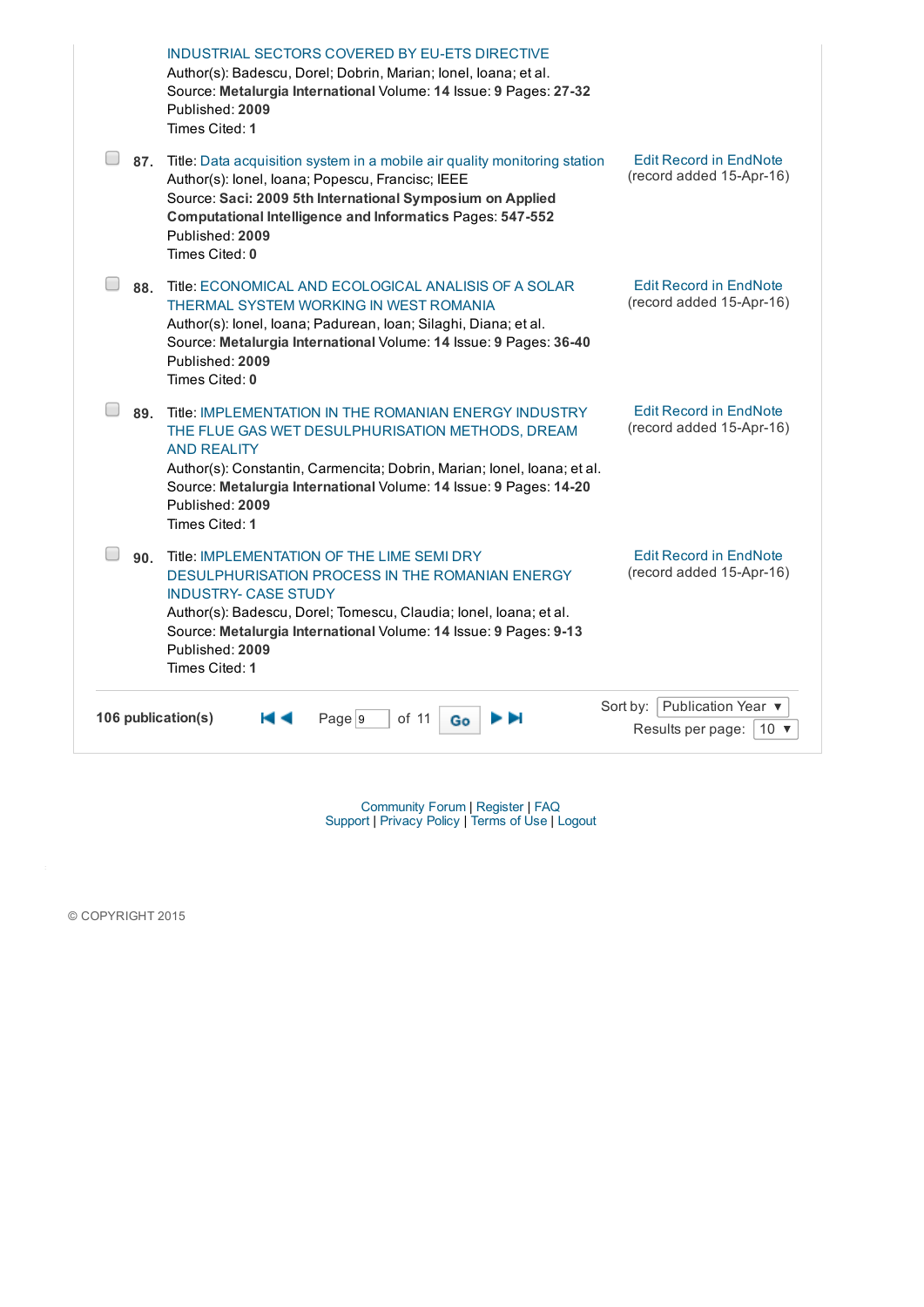INDUSTRIAL SECTORS COVERED BY EU-ETS DIRECTIVE
Author(s): Badescu, Dorel; Dobrin, Marian; Ionel, Ioana; et al.
Source: **Metalurgia International** Volume: **14** Issue: **9** Pages: **27-32**
Published: **2009**
Times Cited: **1**

**87.** Title: Data acquisition system in a mobile air quality monitoring station
Author(s): Ionel, Ioana; Popescu, Francisc; IEEE
Source: **Saci: 2009 5th International Symposium on Applied Computational Intelligence and Informatics** Pages: **547-552**
Published: **2009**
Times Cited: **0**

Edit Record in EndNote
(record added 15-Apr-16)

**88.** Title: ECONOMICAL AND ECOLOGICAL ANALISIS OF A SOLAR THERMAL SYSTEM WORKING IN WEST ROMANIA
Author(s): Ionel, Ioana; Padurean, Ioan; Silaghi, Diana; et al.
Source: **Metalurgia International** Volume: **14** Issue: **9** Pages: **36-40**
Published: **2009**
Times Cited: **0**

Edit Record in EndNote
(record added 15-Apr-16)

**89.** Title: IMPLEMENTATION IN THE ROMANIAN ENERGY INDUSTRY THE FLUE GAS WET DESULPHURISATION METHODS, DREAM AND REALITY
Author(s): Constantin, Carmencita; Dobrin, Marian; Ionel, Ioana; et al.
Source: **Metalurgia International** Volume: **14** Issue: **9** Pages: **14-20**
Published: **2009**
Times Cited: **1**

Edit Record in EndNote
(record added 15-Apr-16)

**90.** Title: IMPLEMENTATION OF THE LIME SEMI DRY DESULPHURISATION PROCESS IN THE ROMANIAN ENERGY INDUSTRY- CASE STUDY
Author(s): Badescu, Dorel; Tomescu, Claudia; Ionel, Ioana; et al.
Source: **Metalurgia International** Volume: **14** Issue: **9** Pages: **9-13**
Published: **2009**
Times Cited: **1**

Edit Record in EndNote
(record added 15-Apr-16)

**106 publication(s)** Page 9 of 11 Go

Sort by: Publication Year
Results per page: 10

Community Forum | Register | FAQ
Support | Privacy Policy | Terms of Use | Logout

© COPYRIGHT 2015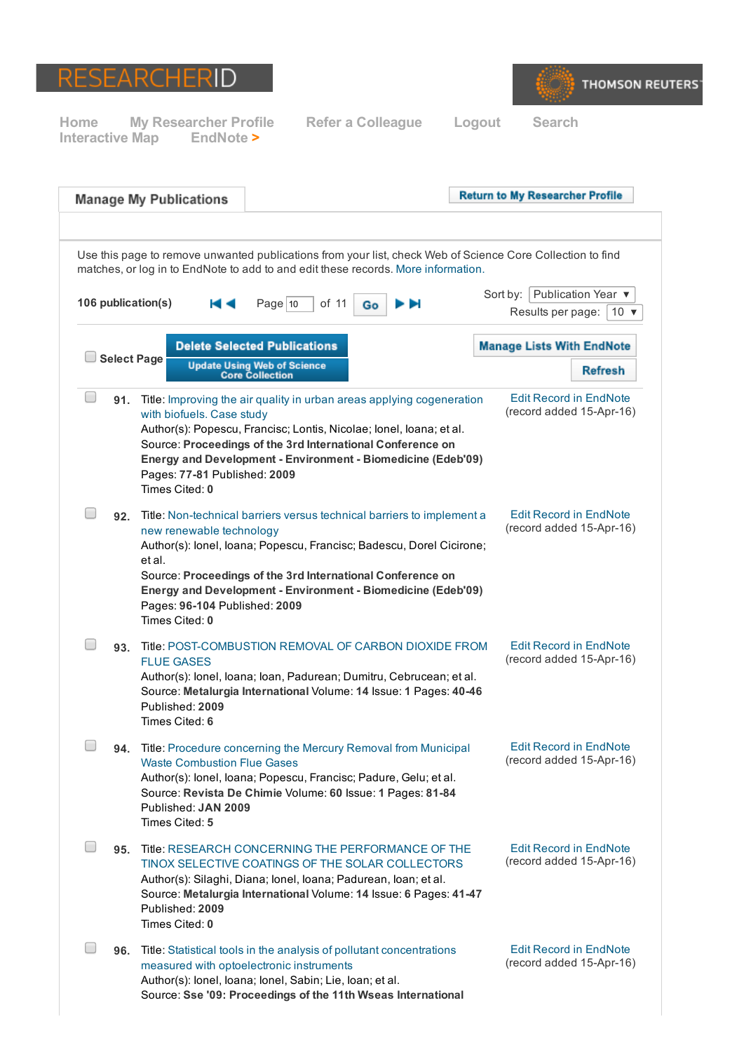RESEARCHERID

THOMSON REUTERS

Home My Researcher Profile Refer a Colleague Logout Search
Interactive Map EndNote >

## Manage My Publications

Return to My Researcher Profile

Use this page to remove unwanted publications from your list, check Web of Science Core Collection to find matches, or log in to EndNote to add to and edit these records. More information.

**106 publication(s)** Page 10 of 11 Go

Sort by: Publication Year
Results per page: 10

Select Page | Delete Selected Publications | Update Using Web of Science Core Collection | Manage Lists With EndNote | Refresh

**91.** Title: Improving the air quality in urban areas applying cogeneration with biofuels. Case study
Author(s): Popescu, Francisc; Lontis, Nicolae; Ionel, Ioana; et al.
Source: **Proceedings of the 3rd International Conference on Energy and Development - Environment - Biomedicine (Edeb'09)**
Pages: **77-81** Published: **2009**
Times Cited: **0**
Edit Record in EndNote (record added 15-Apr-16)

**92.** Title: Non-technical barriers versus technical barriers to implement a new renewable technology
Author(s): Ionel, Ioana; Popescu, Francisc; Badescu, Dorel Cicirone; et al.
Source: **Proceedings of the 3rd International Conference on Energy and Development - Environment - Biomedicine (Edeb'09)**
Pages: **96-104** Published: **2009**
Times Cited: **0**
Edit Record in EndNote (record added 15-Apr-16)

**93.** Title: POST-COMBUSTION REMOVAL OF CARBON DIOXIDE FROM FLUE GASES
Author(s): Ionel, Ioana; Ioan, Padurean; Dumitru, Cebrucean; et al.
Source: **Metalurgia International** Volume: **14** Issue: **1** Pages: **40-46**
Published: **2009**
Times Cited: **6**
Edit Record in EndNote (record added 15-Apr-16)

**94.** Title: Procedure concerning the Mercury Removal from Municipal Waste Combustion Flue Gases
Author(s): Ionel, Ioana; Popescu, Francisc; Padure, Gelu; et al.
Source: **Revista De Chimie** Volume: **60** Issue: **1** Pages: **81-84**
Published: **JAN 2009**
Times Cited: **5**
Edit Record in EndNote (record added 15-Apr-16)

**95.** Title: RESEARCH CONCERNING THE PERFORMANCE OF THE TINOX SELECTIVE COATINGS OF THE SOLAR COLLECTORS
Author(s): Silaghi, Diana; Ionel, Ioana; Padurean, Ioan; et al.
Source: **Metalurgia International** Volume: **14** Issue: **6** Pages: **41-47**
Published: **2009**
Times Cited: **0**
Edit Record in EndNote (record added 15-Apr-16)

**96.** Title: Statistical tools in the analysis of pollutant concentrations measured with optoelectronic instruments
Author(s): Ionel, Ioana; Ionel, Sabin; Lie, Ioan; et al.
Source: **Sse '09: Proceedings of the 11th Wseas International**
Edit Record in EndNote (record added 15-Apr-16)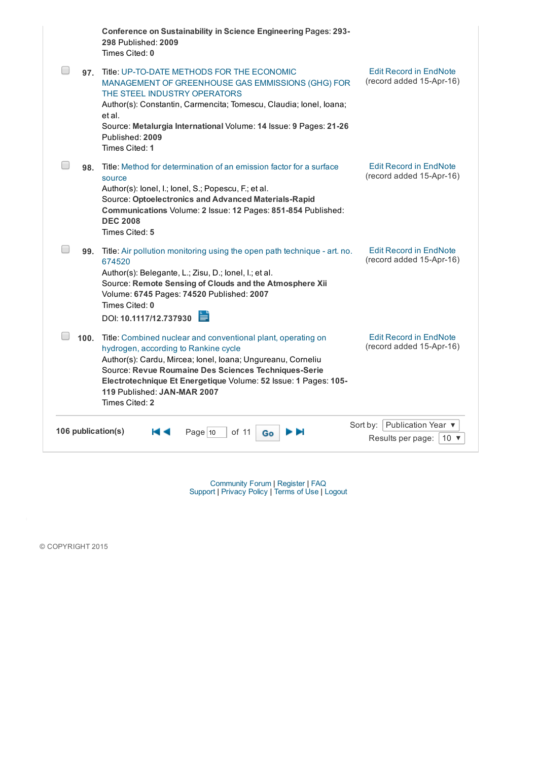Conference on Sustainability in Science Engineering Pages: **293-298** Published: **2009**
Times Cited: **0**

97. Title: UP-TO-DATE METHODS FOR THE ECONOMIC MANAGEMENT OF GREENHOUSE GAS EMMISSIONS (GHG) FOR THE STEEL INDUSTRY OPERATORS
Author(s): Constantin, Carmencita; Tomescu, Claudia; Ionel, Ioana; et al.
Source: **Metalurgia International** Volume: **14** Issue: **9** Pages: **21-26** Published: **2009**
Times Cited: **1**

Edit Record in EndNote
(record added 15-Apr-16)

98. Title: Method for determination of an emission factor for a surface source
Author(s): Ionel, I.; Ionel, S.; Popescu, F.; et al.
Source: **Optoelectronics and Advanced Materials-Rapid Communications** Volume: **2** Issue: **12** Pages: **851-854** Published: **DEC 2008**
Times Cited: **5**

Edit Record in EndNote
(record added 15-Apr-16)

99. Title: Air pollution monitoring using the open path technique - art. no. 674520
Author(s): Belegante, L.; Zisu, D.; Ionel, I.; et al.
Source: **Remote Sensing of Clouds and the Atmosphere Xii** Volume: **6745** Pages: **74520** Published: **2007**
Times Cited: **0**
DOI: **10.1117/12.737930**

Edit Record in EndNote
(record added 15-Apr-16)

100. Title: Combined nuclear and conventional plant, operating on hydrogen, according to Rankine cycle
Author(s): Cardu, Mircea; Ionel, Ioana; Ungureanu, Corneliu
Source: **Revue Roumaine Des Sciences Techniques-Serie Electrotechnique Et Energetique** Volume: **52** Issue: **1** Pages: **105-119** Published: **JAN-MAR 2007**
Times Cited: **2**

Edit Record in EndNote
(record added 15-Apr-16)

**106 publication(s)** Page 10 of 11 Go

Sort by: Publication Year
Results per page: 10

Community Forum | Register | FAQ
Support | Privacy Policy | Terms of Use | Logout

© COPYRIGHT 2015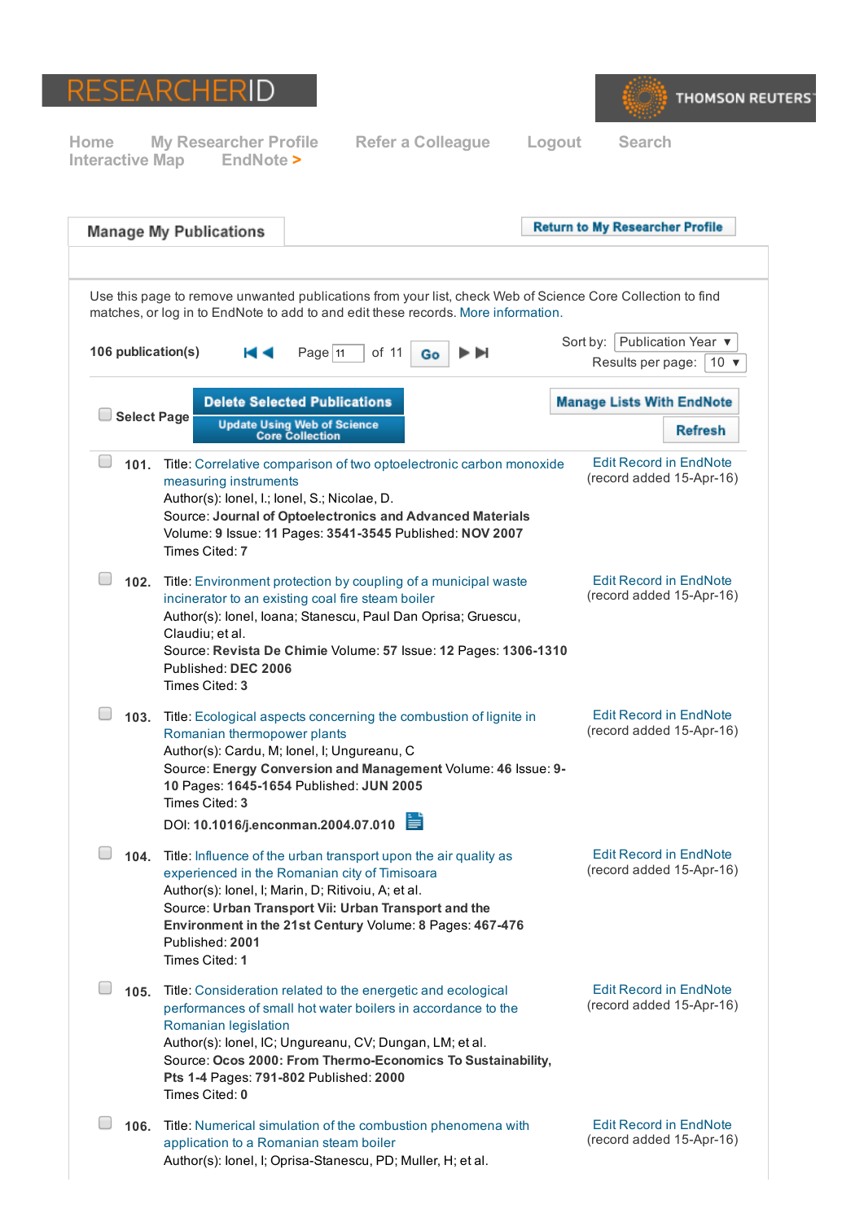RESEARCHERID

THOMSON REUTERS

Home    My Researcher Profile    Refer a Colleague    Logout    Search
Interactive Map    EndNote >

## Manage My Publications

Return to My Researcher Profile

Use this page to remove unwanted publications from your list, check Web of Science Core Collection to find matches, or log in to EndNote to add to and edit these records. More information.

**106 publication(s)**    Page 11 of 11    Go

Sort by: Publication Year
Results per page: 10

Select Page    Delete Selected Publications    Update Using Web of Science Core Collection    Manage Lists With EndNote    Refresh

**101.** Title: Correlative comparison of two optoelectronic carbon monoxide measuring instruments
Author(s): Ionel, I.; Ionel, S.; Nicolae, D.
Source: **Journal of Optoelectronics and Advanced Materials** Volume: **9** Issue: **11** Pages: **3541-3545** Published: **NOV 2007**
Times Cited: **7**
Edit Record in EndNote (record added 15-Apr-16)

**102.** Title: Environment protection by coupling of a municipal waste incinerator to an existing coal fire steam boiler
Author(s): Ionel, Ioana; Stanescu, Paul Dan Oprisa; Gruescu, Claudiu; et al.
Source: **Revista De Chimie** Volume: **57** Issue: **12** Pages: **1306-1310** Published: **DEC 2006**
Times Cited: **3**
Edit Record in EndNote (record added 15-Apr-16)

**103.** Title: Ecological aspects concerning the combustion of lignite in Romanian thermopower plants
Author(s): Cardu, M; Ionel, I; Ungureanu, C
Source: **Energy Conversion and Management** Volume: **46** Issue: **9-10** Pages: **1645-1654** Published: **JUN 2005**
Times Cited: **3**
DOI: **10.1016/j.enconman.2004.07.010**
Edit Record in EndNote (record added 15-Apr-16)

**104.** Title: Influence of the urban transport upon the air quality as experienced in the Romanian city of Timisoara
Author(s): Ionel, I; Marin, D; Ritivoiu, A; et al.
Source: **Urban Transport Vii: Urban Transport and the Environment in the 21st Century** Volume: **8** Pages: **467-476** Published: **2001**
Times Cited: **1**
Edit Record in EndNote (record added 15-Apr-16)

**105.** Title: Consideration related to the energetic and ecological performances of small hot water boilers in accordance to the Romanian legislation
Author(s): Ionel, IC; Ungureanu, CV; Dungan, LM; et al.
Source: **Ocos 2000: From Thermo-Economics To Sustainability, Pts 1-4** Pages: **791-802** Published: **2000**
Times Cited: **0**
Edit Record in EndNote (record added 15-Apr-16)

**106.** Title: Numerical simulation of the combustion phenomena with application to a Romanian steam boiler
Author(s): Ionel, I; Oprisa-Stanescu, PD; Muller, H; et al.
Edit Record in EndNote (record added 15-Apr-16)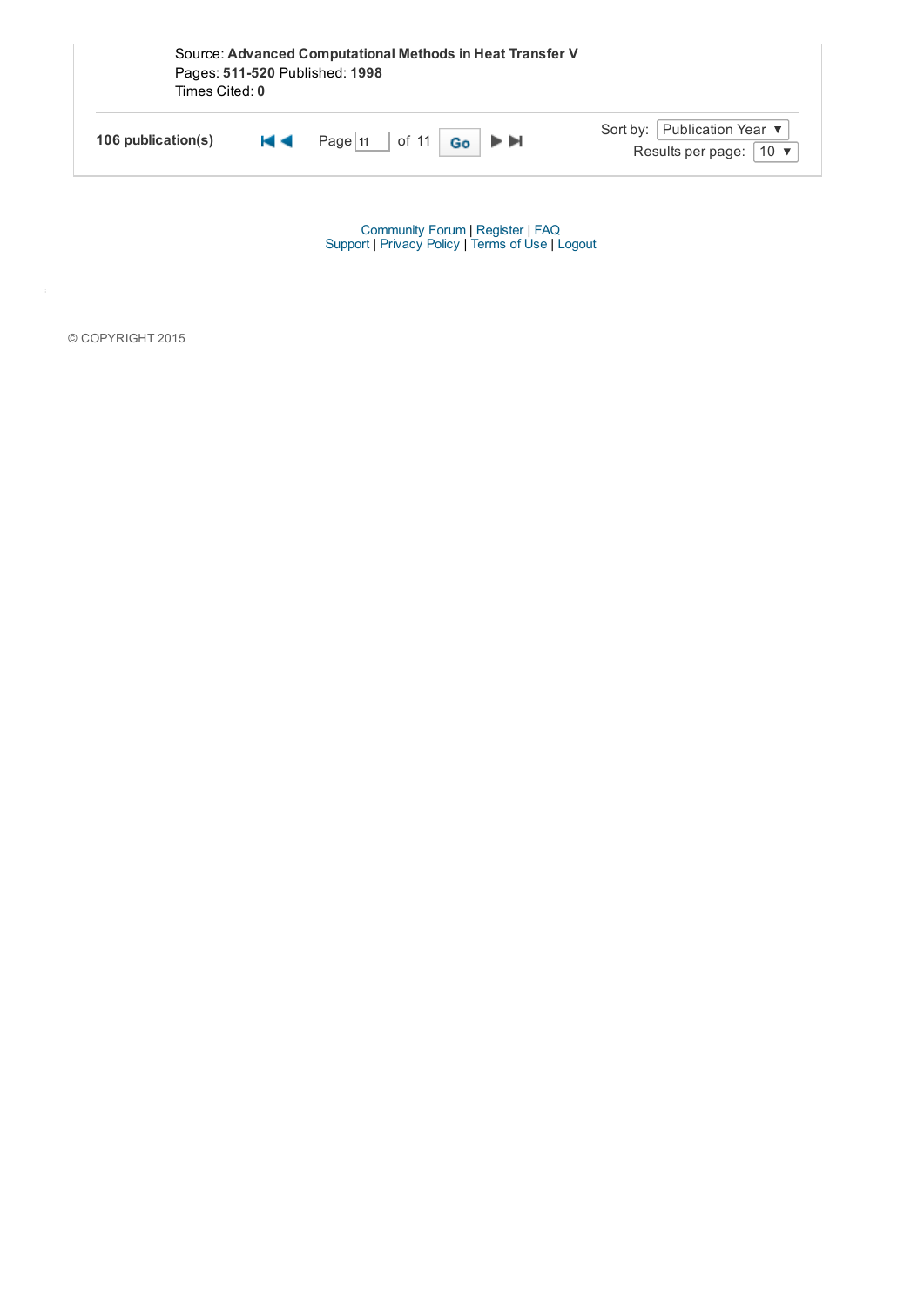Source: **Advanced Computational Methods in Heat Transfer V**
Pages: **511-520** Published: **1998**
Times Cited: **0**

**106 publication(s)** Page 11 of 11 Go

Sort by: Publication Year
Results per page: 10

Community Forum | Register | FAQ
Support | Privacy Policy | Terms of Use | Logout

© COPYRIGHT 2015